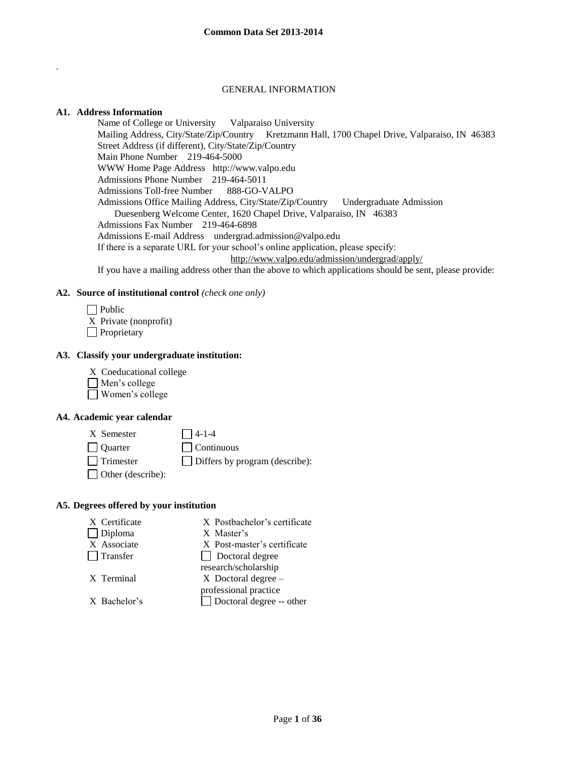**Common Data Set 2013-2014**

.

GENERAL INFORMATION

**A1. Address Information**

Name of College or University    Valparaiso University
Mailing Address, City/State/Zip/Country    Kretzmann Hall, 1700 Chapel Drive, Valparaiso, IN 46383
Street Address (if different), City/State/Zip/Country
Main Phone Number    219-464-5000
WWW Home Page Address    http://www.valpo.edu
Admissions Phone Number    219-464-5011
Admissions Toll-free Number    888-GO-VALPO
Admissions Office Mailing Address, City/State/Zip/Country    Undergraduate Admission
Duesenberg Welcome Center, 1620 Chapel Drive, Valparaiso, IN 46383
Admissions Fax Number    219-464-6898
Admissions E-mail Address    undergrad.admission@valpo.edu
If there is a separate URL for your school's online application, please specify:
http://www.valpo.edu/admission/undergrad/apply/
If you have a mailing address other than the above to which applications should be sent, please provide:

**A2. Source of institutional control** *(check one only)*

- [ ] Public
- [X] Private (nonprofit)
- [ ] Proprietary

**A3. Classify your undergraduate institution:**

- [X] Coeducational college
- [ ] Men's college
- [ ] Women's college

**A4. Academic year calendar**

- [X] Semester
- [ ] 4-1-4
- [ ] Quarter
- [ ] Continuous
- [ ] Trimester
- [ ] Differs by program (describe):
- [ ] Other (describe):

**A5. Degrees offered by your institution**

- [X] Certificate
- [X] Postbachelor's certificate
- [ ] Diploma
- [X] Master's
- [X] Associate
- [X] Post-master's certificate
- [ ] Transfer
- [ ] Doctoral degree research/scholarship
- [X] Terminal
- [X] Doctoral degree – professional practice
- [X] Bachelor's
- [ ] Doctoral degree -- other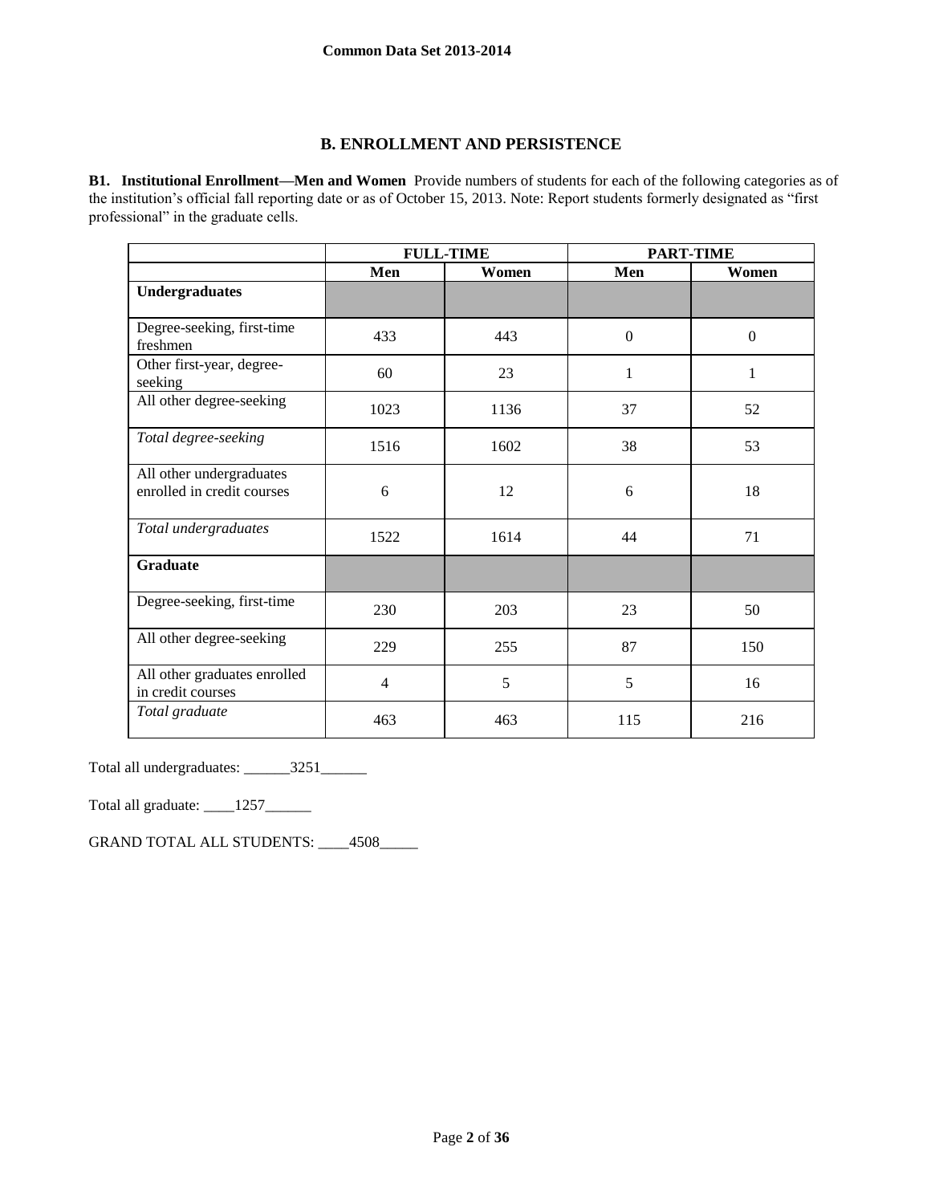## B. ENROLLMENT AND PERSISTENCE

**B1. Institutional Enrollment—Men and Women** Provide numbers of students for each of the following categories as of the institution's official fall reporting date or as of October 15, 2013. Note: Report students formerly designated as "first professional" in the graduate cells.

| | FULL-TIME | | PART-TIME | |
|---|---|---|---|---|
| | Men | Women | Men | Women |
| **Undergraduates** | | | | |
| Degree-seeking, first-time freshmen | 433 | 443 | 0 | 0 |
| Other first-year, degree-seeking | 60 | 23 | 1 | 1 |
| All other degree-seeking | 1023 | 1136 | 37 | 52 |
| *Total degree-seeking* | 1516 | 1602 | 38 | 53 |
| All other undergraduates enrolled in credit courses | 6 | 12 | 6 | 18 |
| *Total undergraduates* | 1522 | 1614 | 44 | 71 |
| **Graduate** | | | | |
| Degree-seeking, first-time | 230 | 203 | 23 | 50 |
| All other degree-seeking | 229 | 255 | 87 | 150 |
| All other graduates enrolled in credit courses | 4 | 5 | 5 | 16 |
| *Total graduate* | 463 | 463 | 115 | 216 |

Total all undergraduates: ______3251______

Total all graduate: ____1257______

GRAND TOTAL ALL STUDENTS: ____4508_____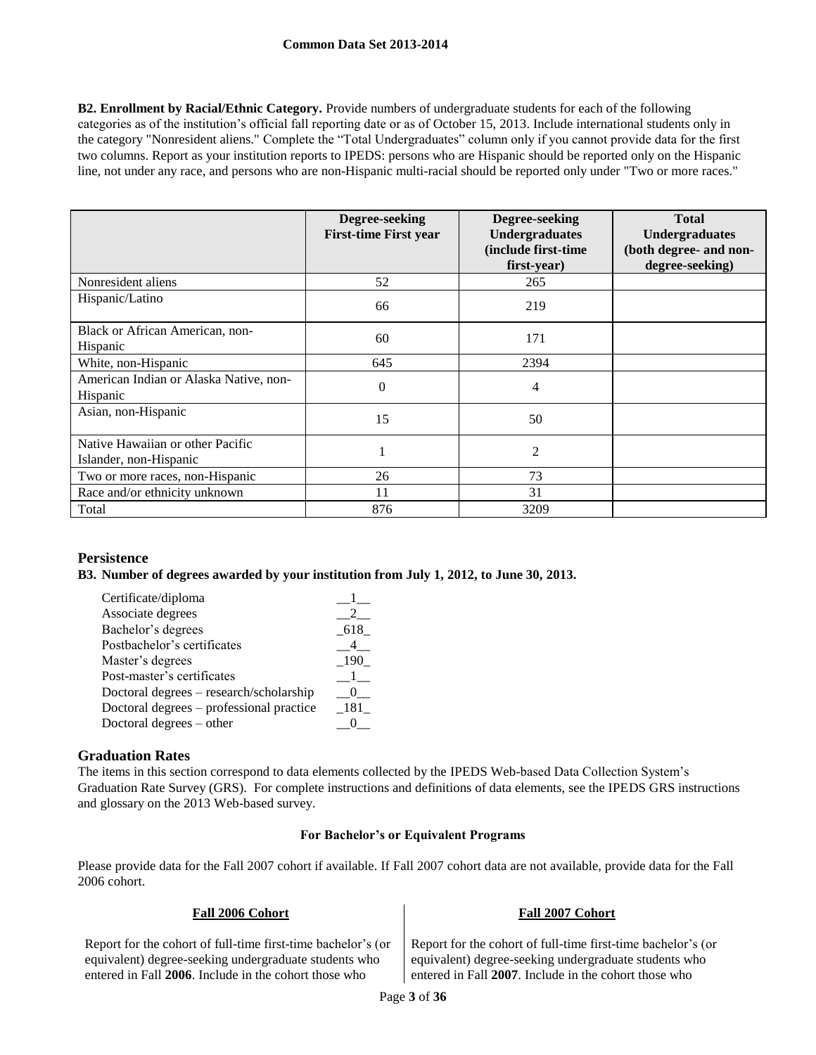**B2. Enrollment by Racial/Ethnic Category.** Provide numbers of undergraduate students for each of the following categories as of the institution's official fall reporting date or as of October 15, 2013. Include international students only in the category "Nonresident aliens." Complete the "Total Undergraduates" column only if you cannot provide data for the first two columns. Report as your institution reports to IPEDS: persons who are Hispanic should be reported only on the Hispanic line, not under any race, and persons who are non-Hispanic multi-racial should be reported only under "Two or more races."

| | Degree-seeking First-time First year | Degree-seeking Undergraduates (include first-time first-year) | Total Undergraduates (both degree- and non-degree-seeking) |
|---|---|---|---|
| Nonresident aliens | 52 | 265 | |
| Hispanic/Latino | 66 | 219 | |
| Black or African American, non-Hispanic | 60 | 171 | |
| White, non-Hispanic | 645 | 2394 | |
| American Indian or Alaska Native, non-Hispanic | 0 | 4 | |
| Asian, non-Hispanic | 15 | 50 | |
| Native Hawaiian or other Pacific Islander, non-Hispanic | 1 | 2 | |
| Two or more races, non-Hispanic | 26 | 73 | |
| Race and/or ethnicity unknown | 11 | 31 | |
| Total | 876 | 3209 | |

## Persistence

**B3. Number of degrees awarded by your institution from July 1, 2012, to June 30, 2013.**

| | |
|---|---|
| Certificate/diploma | 1 |
| Associate degrees | 2 |
| Bachelor's degrees | 618 |
| Postbachelor's certificates | 4 |
| Master's degrees | 190 |
| Post-master's certificates | 1 |
| Doctoral degrees – research/scholarship | 0 |
| Doctoral degrees – professional practice | 181 |
| Doctoral degrees – other | 0 |

## Graduation Rates

The items in this section correspond to data elements collected by the IPEDS Web-based Data Collection System's Graduation Rate Survey (GRS). For complete instructions and definitions of data elements, see the IPEDS GRS instructions and glossary on the 2013 Web-based survey.

**For Bachelor's or Equivalent Programs**

Please provide data for the Fall 2007 cohort if available. If Fall 2007 cohort data are not available, provide data for the Fall 2006 cohort.

**Fall 2006 Cohort**

Report for the cohort of full-time first-time bachelor's (or equivalent) degree-seeking undergraduate students who entered in Fall **2006**. Include in the cohort those who

**Fall 2007 Cohort**

Report for the cohort of full-time first-time bachelor's (or equivalent) degree-seeking undergraduate students who entered in Fall **2007**. Include in the cohort those who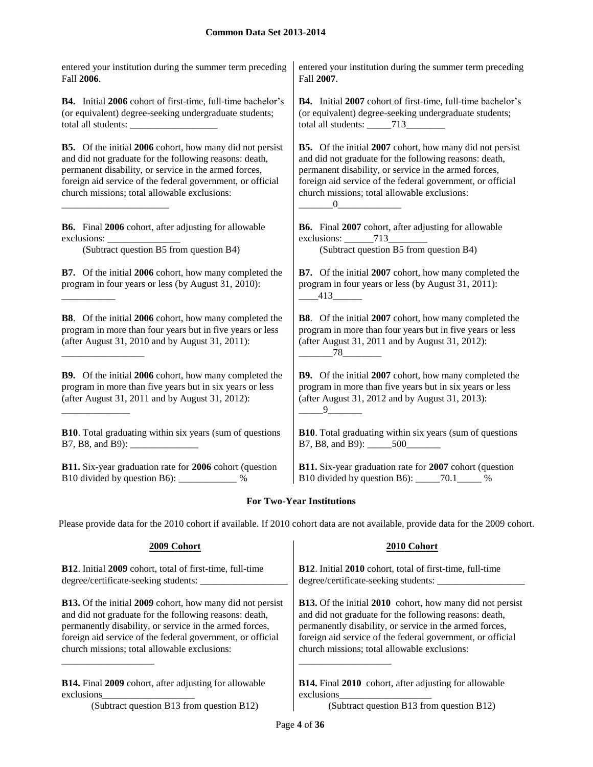entered your institution during the summer term preceding Fall **2006**.

**B4.** Initial **2006** cohort of first-time, full-time bachelor's (or equivalent) degree-seeking undergraduate students; total all students: ___________________

**B5.** Of the initial **2006** cohort, how many did not persist and did not graduate for the following reasons: death, permanent disability, or service in the armed forces, foreign aid service of the federal government, or official church missions; total allowable exclusions: ______________________

**B6.** Final **2006** cohort, after adjusting for allowable exclusions: _______________
(Subtract question B5 from question B4)

**B7.** Of the initial **2006** cohort, how many completed the program in four years or less (by August 31, 2010): ___________

**B8**. Of the initial **2006** cohort, how many completed the program in more than four years but in five years or less (after August 31, 2010 and by August 31, 2011): _________________

**B9.** Of the initial **2006** cohort, how many completed the program in more than five years but in six years or less (after August 31, 2011 and by August 31, 2012): ______________

**B10**. Total graduating within six years (sum of questions B7, B8, and B9): ______________

**B11.** Six-year graduation rate for **2006** cohort (question B10 divided by question B6): ____________ %

entered your institution during the summer term preceding Fall **2007**.

**B4.** Initial **2007** cohort of first-time, full-time bachelor's (or equivalent) degree-seeking undergraduate students; total all students: _____713________

**B5.** Of the initial **2007** cohort, how many did not persist and did not graduate for the following reasons: death, permanent disability, or service in the armed forces, foreign aid service of the federal government, or official church missions; total allowable exclusions: _______0_____________

**B6.** Final **2007** cohort, after adjusting for allowable exclusions: ______713________
(Subtract question B5 from question B4)

**B7.** Of the initial **2007** cohort, how many completed the program in four years or less (by August 31, 2011): ____413______

**B8**. Of the initial **2007** cohort, how many completed the program in more than four years but in five years or less (after August 31, 2011 and by August 31, 2012): _______78________

**B9.** Of the initial **2007** cohort, how many completed the program in more than five years but in six years or less (after August 31, 2012 and by August 31, 2013): _____9_______

**B10**. Total graduating within six years (sum of questions B7, B8, and B9): _____500_______

**B11.** Six-year graduation rate for **2007** cohort (question B10 divided by question B6): _____70.1_____ %

### For Two-Year Institutions

Please provide data for the 2010 cohort if available. If 2010 cohort data are not available, provide data for the 2009 cohort.

#### 2009 Cohort

**B12**. Initial **2009** cohort, total of first-time, full-time degree/certificate-seeking students: __________________

**B13.** Of the initial **2009** cohort, how many did not persist and did not graduate for the following reasons: death, permanently disability, or service in the armed forces, foreign aid service of the federal government, or official church missions; total allowable exclusions: ___________________

**B14.** Final **2009** cohort, after adjusting for allowable exclusions___________________
(Subtract question B13 from question B12)

#### 2010 Cohort

**B12**. Initial **2010** cohort, total of first-time, full-time degree/certificate-seeking students: __________________

**B13.** Of the initial **2010** cohort, how many did not persist and did not graduate for the following reasons: death, permanently disability, or service in the armed forces, foreign aid service of the federal government, or official church missions; total allowable exclusions: ___________________

**B14.** Final **2010** cohort, after adjusting for allowable exclusions___________________
(Subtract question B13 from question B12)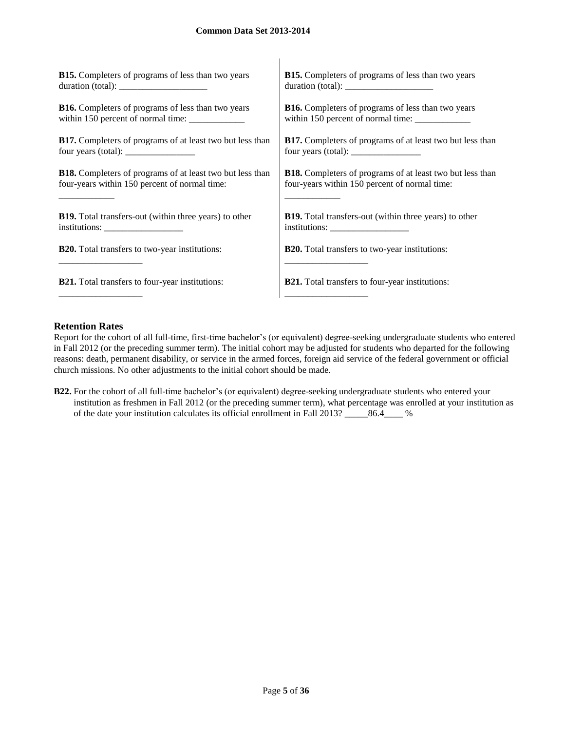**B15.** Completers of programs of less than two years duration (total): ___________________

**B16.** Completers of programs of less than two years within 150 percent of normal time: ____________

**B17.** Completers of programs of at least two but less than four years (total): _______________

**B18.** Completers of programs of at least two but less than four-years within 150 percent of normal time: ____________

**B19.** Total transfers-out (within three years) to other institutions: _________________

**B20.** Total transfers to two-year institutions: __________________

**B21.** Total transfers to four-year institutions: __________________

**B15.** Completers of programs of less than two years duration (total): ___________________

**B16.** Completers of programs of less than two years within 150 percent of normal time: ____________

**B17.** Completers of programs of at least two but less than four years (total): _______________

**B18.** Completers of programs of at least two but less than four-years within 150 percent of normal time: ____________

**B19.** Total transfers-out (within three years) to other institutions: _________________

**B20.** Total transfers to two-year institutions: __________________

**B21.** Total transfers to four-year institutions: __________________

## Retention Rates

Report for the cohort of all full-time, first-time bachelor's (or equivalent) degree-seeking undergraduate students who entered in Fall 2012 (or the preceding summer term). The initial cohort may be adjusted for students who departed for the following reasons: death, permanent disability, or service in the armed forces, foreign aid service of the federal government or official church missions. No other adjustments to the initial cohort should be made.

**B22.** For the cohort of all full-time bachelor's (or equivalent) degree-seeking undergraduate students who entered your institution as freshmen in Fall 2012 (or the preceding summer term), what percentage was enrolled at your institution as of the date your institution calculates its official enrollment in Fall 2013? _____86.4____ %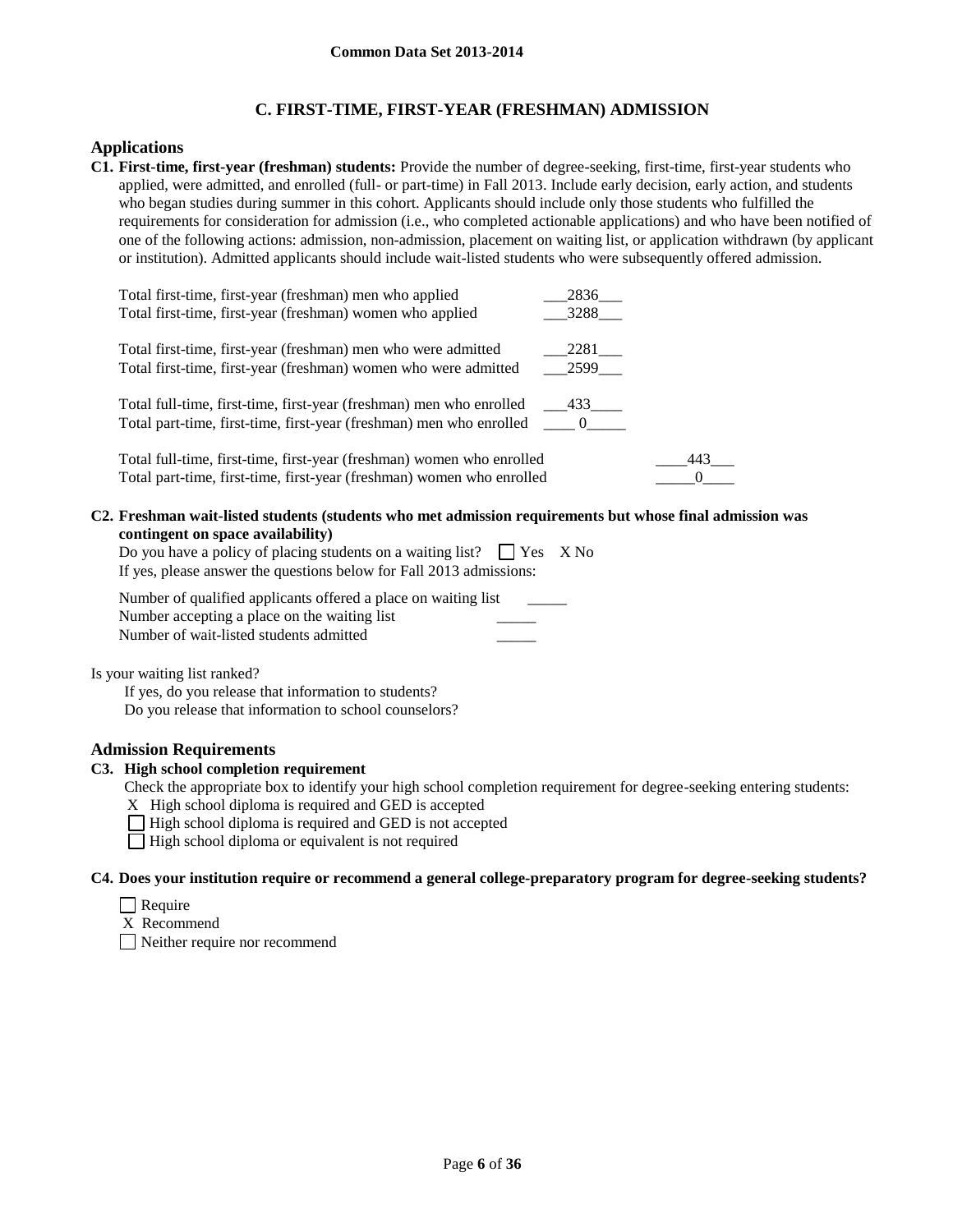**Common Data Set 2013-2014**

## C. FIRST-TIME, FIRST-YEAR (FRESHMAN) ADMISSION

### Applications

**C1. First-time, first-year (freshman) students:** Provide the number of degree-seeking, first-time, first-year students who applied, were admitted, and enrolled (full- or part-time) in Fall 2013. Include early decision, early action, and students who began studies during summer in this cohort. Applicants should include only those students who fulfilled the requirements for consideration for admission (i.e., who completed actionable applications) and who have been notified of one of the following actions: admission, non-admission, placement on waiting list, or application withdrawn (by applicant or institution). Admitted applicants should include wait-listed students who were subsequently offered admission.

| | |
|---|---|
| Total first-time, first-year (freshman) men who applied | 2836 |
| Total first-time, first-year (freshman) women who applied | 3288 |
| Total first-time, first-year (freshman) men who were admitted | 2281 |
| Total first-time, first-year (freshman) women who were admitted | 2599 |
| Total full-time, first-time, first-year (freshman) men who enrolled | 433 |
| Total part-time, first-time, first-year (freshman) men who enrolled | 0 |
| Total full-time, first-time, first-year (freshman) women who enrolled | 443 |
| Total part-time, first-time, first-year (freshman) women who enrolled | 0 |

**C2. Freshman wait-listed students (students who met admission requirements but whose final admission was contingent on space availability)**

Do you have a policy of placing students on a waiting list? ☐ Yes X No

If yes, please answer the questions below for Fall 2013 admissions:

| | |
|---|---|
| Number of qualified applicants offered a place on waiting list | |
| Number accepting a place on the waiting list | |
| Number of wait-listed students admitted | |

Is your waiting list ranked?

If yes, do you release that information to students?

Do you release that information to school counselors?

### Admission Requirements

**C3. High school completion requirement**

Check the appropriate box to identify your high school completion requirement for degree-seeking entering students:

- X High school diploma is required and GED is accepted
- ☐ High school diploma is required and GED is not accepted
- ☐ High school diploma or equivalent is not required

**C4. Does your institution require or recommend a general college-preparatory program for degree-seeking students?**

- ☐ Require
- X Recommend
- ☐ Neither require nor recommend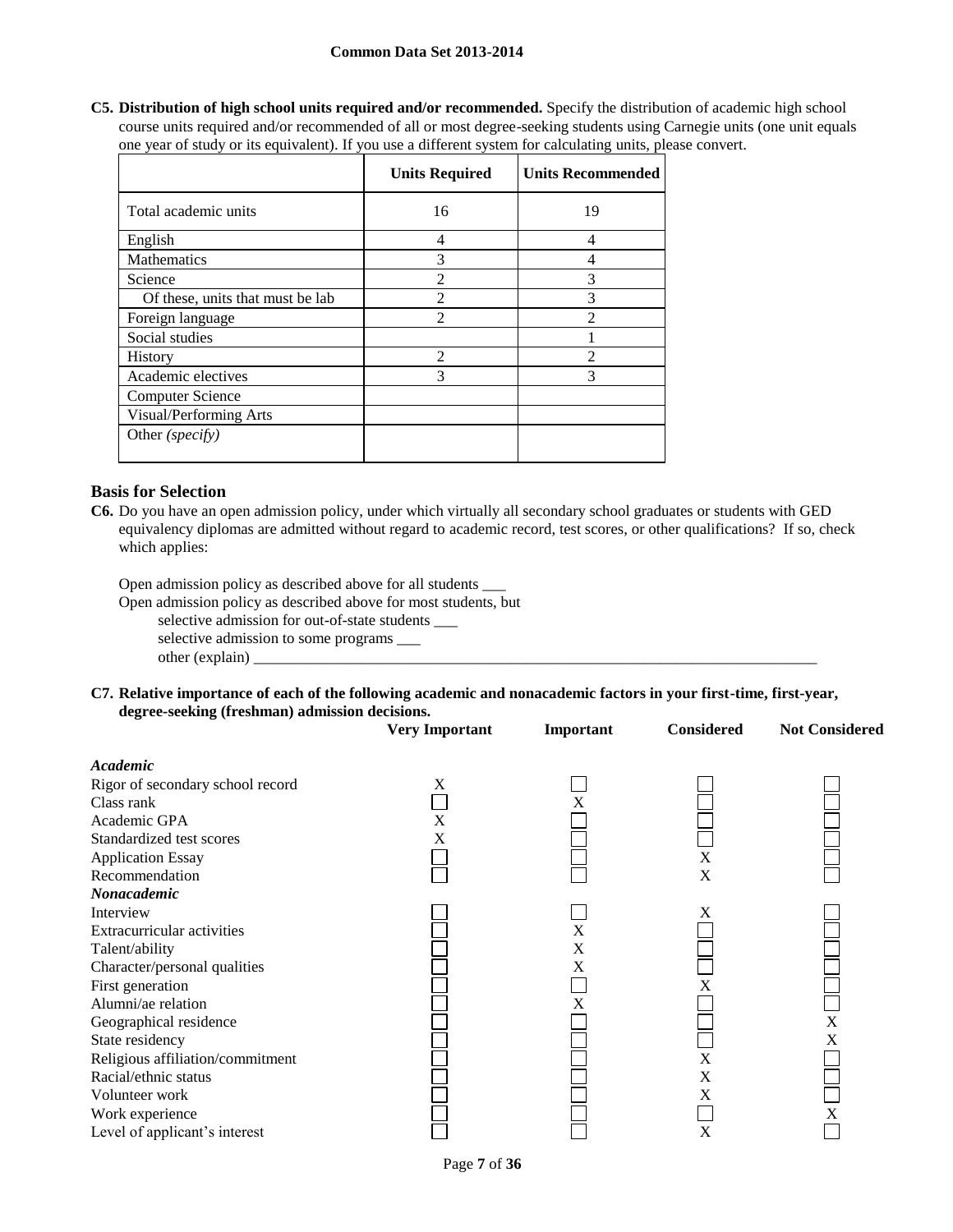**C5. Distribution of high school units required and/or recommended.** Specify the distribution of academic high school course units required and/or recommended of all or most degree-seeking students using Carnegie units (one unit equals one year of study or its equivalent). If you use a different system for calculating units, please convert.

| | Units Required | Units Recommended |
|---|---|---|
| Total academic units | 16 | 19 |
| English | 4 | 4 |
| Mathematics | 3 | 4 |
| Science | 2 | 3 |
| Of these, units that must be lab | 2 | 3 |
| Foreign language | 2 | 2 |
| Social studies | | 1 |
| History | 2 | 2 |
| Academic electives | 3 | 3 |
| Computer Science | | |
| Visual/Performing Arts | | |
| Other *(specify)* | | |

## Basis for Selection

**C6.** Do you have an open admission policy, under which virtually all secondary school graduates or students with GED equivalency diplomas are admitted without regard to academic record, test scores, or other qualifications? If so, check which applies:

Open admission policy as described above for all students ___
Open admission policy as described above for most students, but
selective admission for out-of-state students ___
selective admission to some programs ___
other (explain) ___

**C7. Relative importance of each of the following academic and nonacademic factors in your first-time, first-year, degree-seeking (freshman) admission decisions.**

| | Very Important | Important | Considered | Not Considered |
|---|---|---|---|---|
| ***Academic*** | | | | |
| Rigor of secondary school record | X | | | |
| Class rank | | X | | |
| Academic GPA | X | | | |
| Standardized test scores | X | | | |
| Application Essay | | | X | |
| Recommendation | | | X | |
| ***Nonacademic*** | | | | |
| Interview | | | X | |
| Extracurricular activities | | X | | |
| Talent/ability | | X | | |
| Character/personal qualities | | X | | |
| First generation | | | X | |
| Alumni/ae relation | | X | | |
| Geographical residence | | | | X |
| State residency | | | | X |
| Religious affiliation/commitment | | | X | |
| Racial/ethnic status | | | X | |
| Volunteer work | | | X | |
| Work experience | | | | X |
| Level of applicant's interest | | | X | |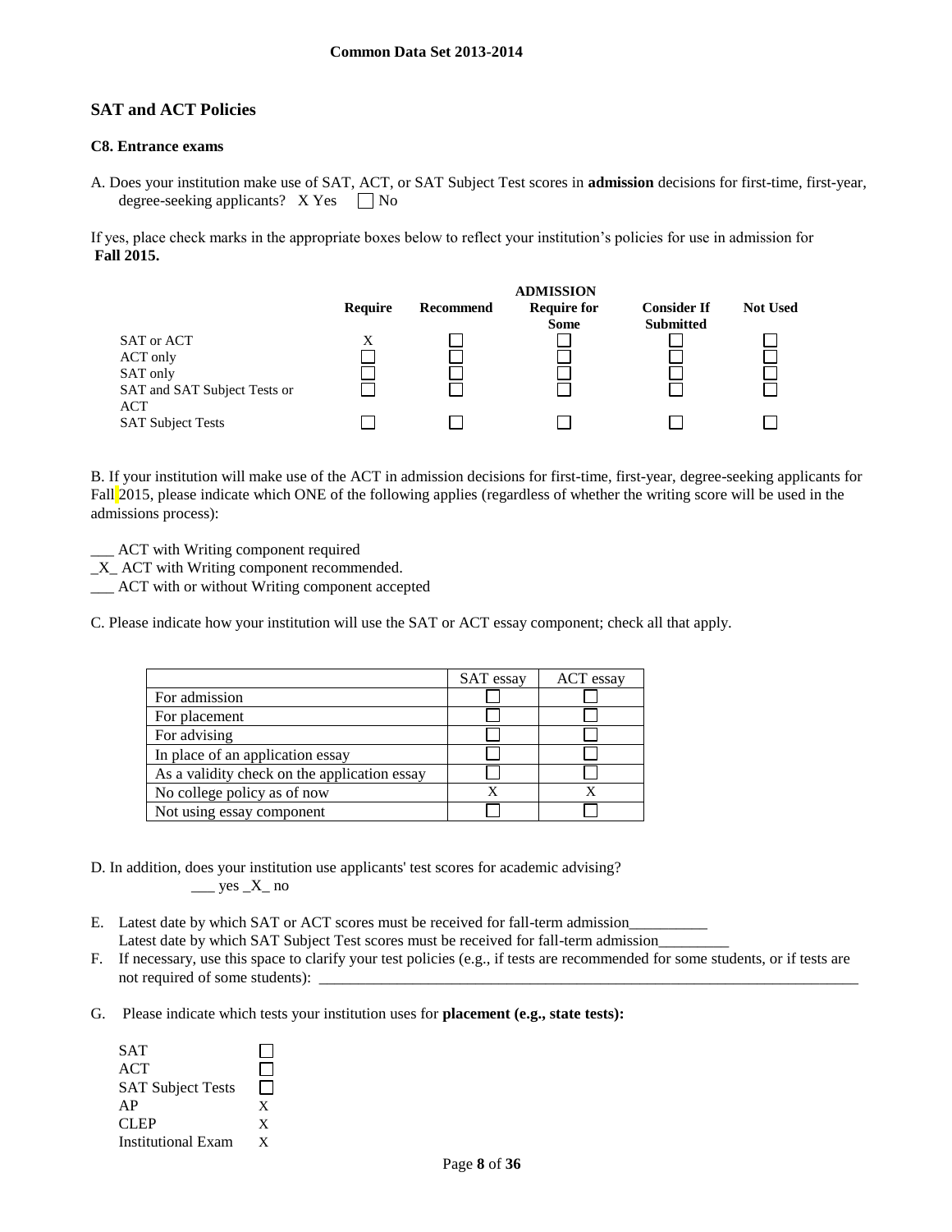## SAT and ACT Policies

### C8. Entrance exams

A. Does your institution make use of SAT, ACT, or SAT Subject Test scores in **admission** decisions for first-time, first-year, degree-seeking applicants? X Yes ☐ No

If yes, place check marks in the appropriate boxes below to reflect your institution's policies for use in admission for **Fall 2015.**

| | ADMISSION | | | | |
|---|---|---|---|---|---|
| | **Require** | **Recommend** | **Require for Some** | **Consider If Submitted** | **Not Used** |
| SAT or ACT | X | ☐ | ☐ | ☐ | ☐ |
| ACT only | ☐ | ☐ | ☐ | ☐ | ☐ |
| SAT only | ☐ | ☐ | ☐ | ☐ | ☐ |
| SAT and SAT Subject Tests or ACT | ☐ | ☐ | ☐ | ☐ | ☐ |
| SAT Subject Tests | ☐ | ☐ | ☐ | ☐ | ☐ |

B. If your institution will make use of the ACT in admission decisions for first-time, first-year, degree-seeking applicants for Fall 2015, please indicate which ONE of the following applies (regardless of whether the writing score will be used in the admissions process):

\_\_\_ ACT with Writing component required
\_X\_ ACT with Writing component recommended.
\_\_\_ ACT with or without Writing component accepted

C. Please indicate how your institution will use the SAT or ACT essay component; check all that apply.

| | SAT essay | ACT essay |
|---|---|---|
| For admission | ☐ | ☐ |
| For placement | ☐ | ☐ |
| For advising | ☐ | ☐ |
| In place of an application essay | ☐ | ☐ |
| As a validity check on the application essay | ☐ | ☐ |
| No college policy as of now | X | X |
| Not using essay component | ☐ | ☐ |

D. In addition, does your institution use applicants' test scores for academic advising?
\_\_\_ yes \_X\_ no

E. Latest date by which SAT or ACT scores must be received for fall-term admission\_\_\_\_\_\_\_\_\_\_
Latest date by which SAT Subject Test scores must be received for fall-term admission\_\_\_\_\_\_\_\_\_

F. If necessary, use this space to clarify your test policies (e.g., if tests are recommended for some students, or if tests are not required of some students): \_\_\_\_\_\_\_\_\_\_\_\_\_\_\_\_\_\_\_\_\_\_\_\_\_\_\_\_\_\_\_\_\_\_\_\_\_\_\_\_\_\_\_\_

G. Please indicate which tests your institution uses for **placement (e.g., state tests):**

| | |
|---|---|
| SAT | ☐ |
| ACT | ☐ |
| SAT Subject Tests | ☐ |
| AP | X |
| CLEP | X |
| Institutional Exam | X |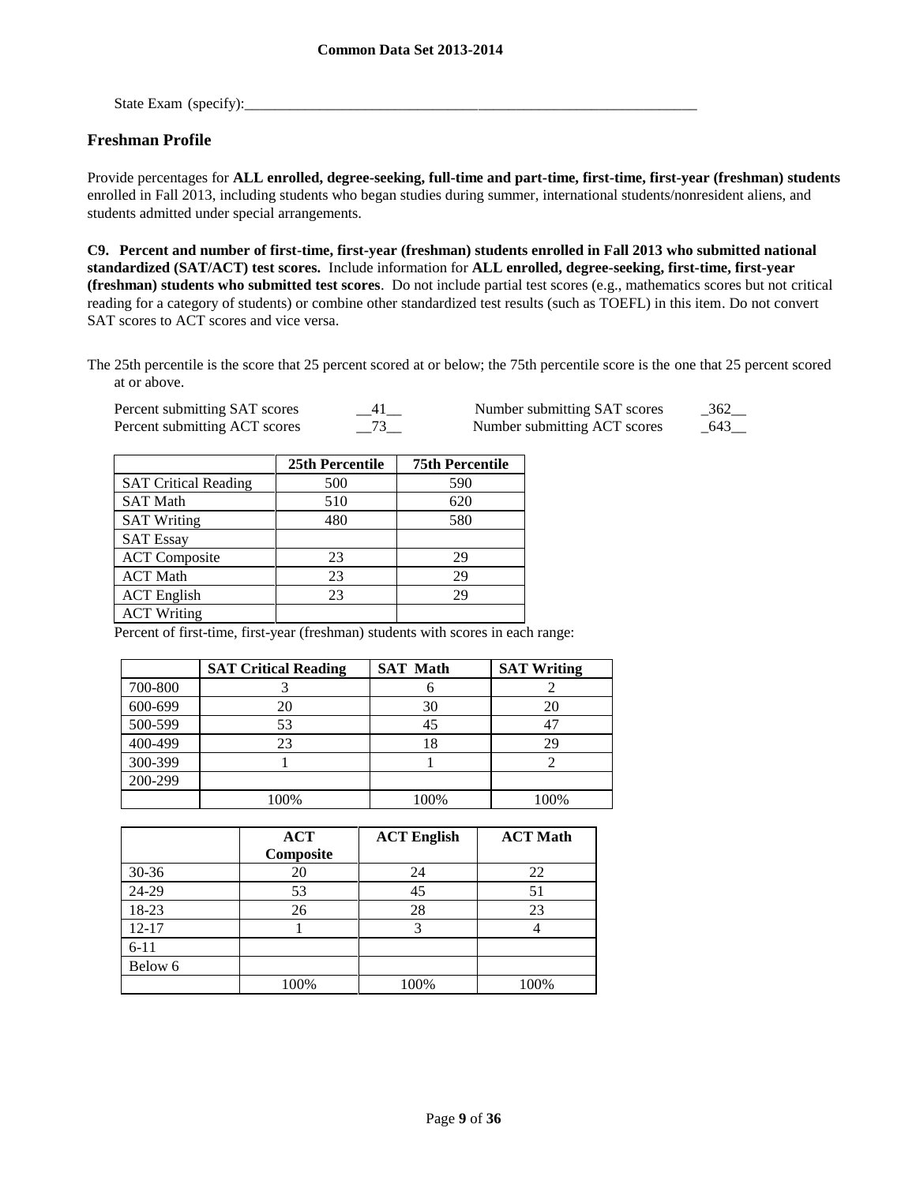State Exam (specify):_____________________________________________________________

## Freshman Profile

Provide percentages for **ALL enrolled, degree-seeking, full-time and part-time, first-time, first-year (freshman) students** enrolled in Fall 2013, including students who began studies during summer, international students/nonresident aliens, and students admitted under special arrangements.

**C9. Percent and number of first-time, first-year (freshman) students enrolled in Fall 2013 who submitted national standardized (SAT/ACT) test scores.** Include information for **ALL enrolled, degree-seeking, first-time, first-year (freshman) students who submitted test scores**. Do not include partial test scores (e.g., mathematics scores but not critical reading for a category of students) or combine other standardized test results (such as TOEFL) in this item. Do not convert SAT scores to ACT scores and vice versa.

The 25th percentile is the score that 25 percent scored at or below; the 75th percentile score is the one that 25 percent scored at or above.

Percent submitting SAT scores __41__ Number submitting SAT scores _362__
Percent submitting ACT scores __73__ Number submitting ACT scores _643__

| | 25th Percentile | 75th Percentile |
|---|---|---|
| SAT Critical Reading | 500 | 590 |
| SAT Math | 510 | 620 |
| SAT Writing | 480 | 580 |
| SAT Essay | | |
| ACT Composite | 23 | 29 |
| ACT Math | 23 | 29 |
| ACT English | 23 | 29 |
| ACT Writing | | |

Percent of first-time, first-year (freshman) students with scores in each range:

| | SAT Critical Reading | SAT Math | SAT Writing |
|---|---|---|---|
| 700-800 | 3 | 6 | 2 |
| 600-699 | 20 | 30 | 20 |
| 500-599 | 53 | 45 | 47 |
| 400-499 | 23 | 18 | 29 |
| 300-399 | 1 | 1 | 2 |
| 200-299 | | | |
| | 100% | 100% | 100% |

| | ACT Composite | ACT English | ACT Math |
|---|---|---|---|
| 30-36 | 20 | 24 | 22 |
| 24-29 | 53 | 45 | 51 |
| 18-23 | 26 | 28 | 23 |
| 12-17 | 1 | 3 | 4 |
| 6-11 | | | |
| Below 6 | | | |
| | 100% | 100% | 100% |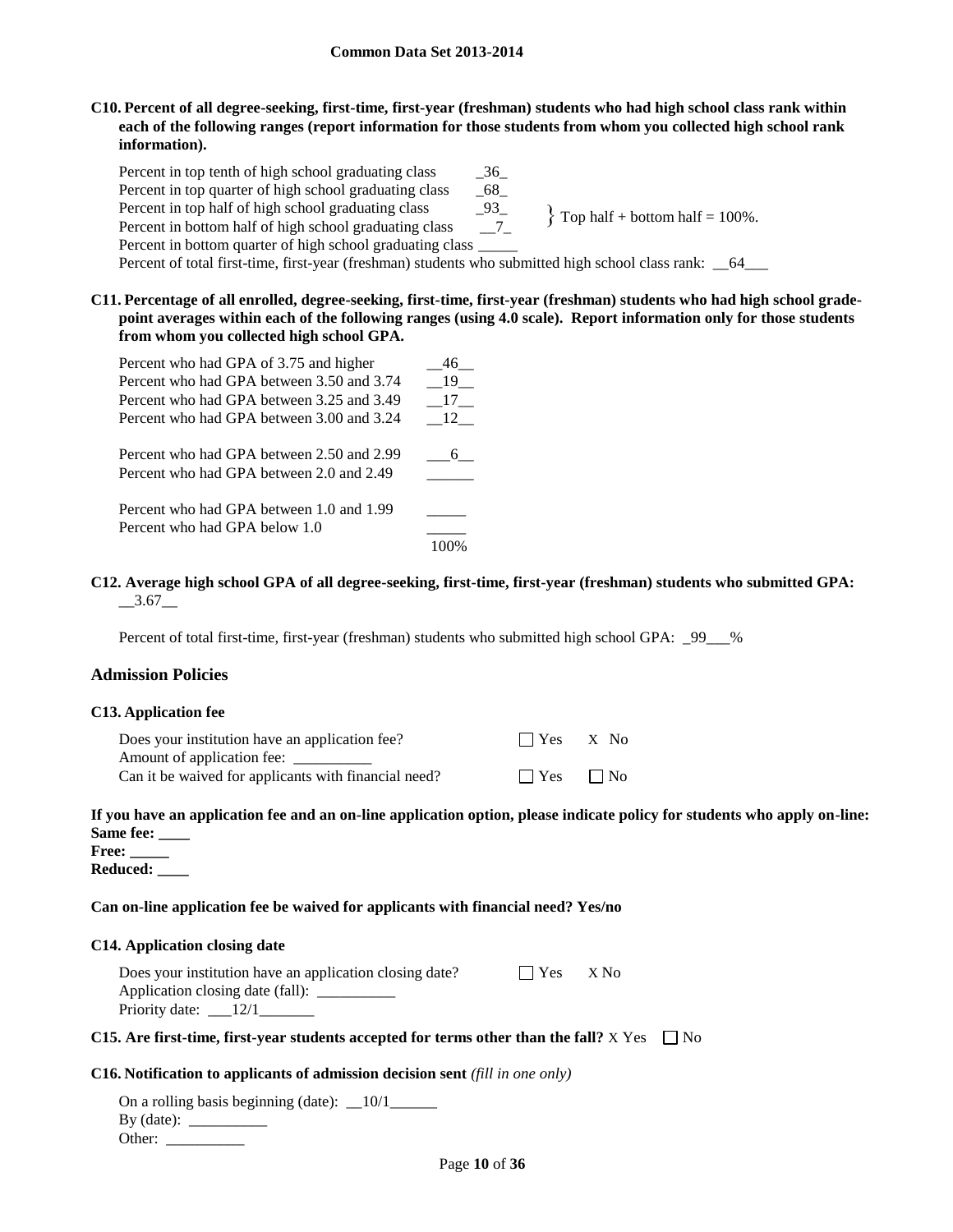**C10. Percent of all degree-seeking, first-time, first-year (freshman) students who had high school class rank within each of the following ranges (report information for those students from whom you collected high school rank information).**

| | | |
|---|---|---|
| Percent in top tenth of high school graduating class | 36 | |
| Percent in top quarter of high school graduating class | 68 | |
| Percent in top half of high school graduating class | 93 | } Top half + bottom half = 100%. |
| Percent in bottom half of high school graduating class | 7 | |
| Percent in bottom quarter of high school graduating class | | |

Percent of total first-time, first-year (freshman) students who submitted high school class rank: 64

**C11. Percentage of all enrolled, degree-seeking, first-time, first-year (freshman) students who had high school grade-point averages within each of the following ranges (using 4.0 scale). Report information only for those students from whom you collected high school GPA.**

| | |
|---|---|
| Percent who had GPA of 3.75 and higher | 46 |
| Percent who had GPA between 3.50 and 3.74 | 19 |
| Percent who had GPA between 3.25 and 3.49 | 17 |
| Percent who had GPA between 3.00 and 3.24 | 12 |
| Percent who had GPA between 2.50 and 2.99 | 6 |
| Percent who had GPA between 2.0 and 2.49 | |
| Percent who had GPA between 1.0 and 1.99 | |
| Percent who had GPA below 1.0 | |
| | 100% |

**C12. Average high school GPA of all degree-seeking, first-time, first-year (freshman) students who submitted GPA:** 3.67

Percent of total first-time, first-year (freshman) students who submitted high school GPA: 99%

## Admission Policies

### C13. Application fee

Does your institution have an application fee? ☐ Yes X No

Amount of application fee: __________

Can it be waived for applicants with financial need? ☐ Yes ☐ No

**If you have an application fee and an on-line application option, please indicate policy for students who apply on-line:**

**Same fee:** ____

**Free:** _____

**Reduced:** ____

**Can on-line application fee be waived for applicants with financial need? Yes/no**

### C14. Application closing date

Does your institution have an application closing date? ☐ Yes X No

Application closing date (fall): __________

Priority date: 12/1

**C15. Are first-time, first-year students accepted for terms other than the fall?** X Yes ☐ No

**C16. Notification to applicants of admission decision sent** *(fill in one only)*

On a rolling basis beginning (date): 10/1

By (date): __________

Other: __________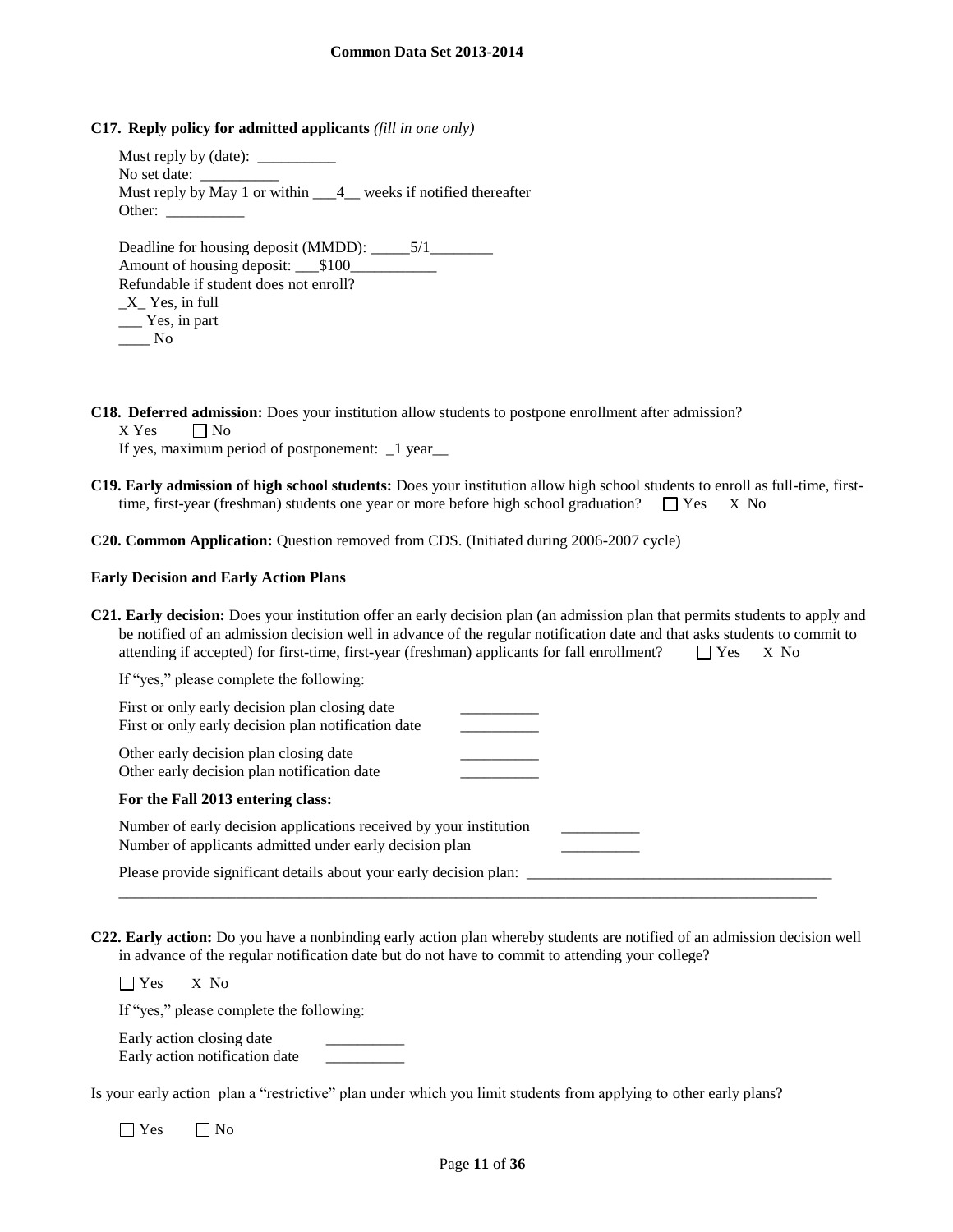**C17. Reply policy for admitted applicants** *(fill in one only)*

Must reply by (date): __________
No set date: __________
Must reply by May 1 or within ___4__ weeks if notified thereafter
Other: __________

Deadline for housing deposit (MMDD): _____5/1________
Amount of housing deposit: ___$100___________
Refundable if student does not enroll?
_X_ Yes, in full
___ Yes, in part
____ No

**C18. Deferred admission:** Does your institution allow students to postpone enrollment after admission?
X Yes ☐ No
If yes, maximum period of postponement: _1 year__

**C19. Early admission of high school students:** Does your institution allow high school students to enroll as full-time, first-time, first-year (freshman) students one year or more before high school graduation? ☐ Yes X No

**C20. Common Application:** Question removed from CDS. (Initiated during 2006-2007 cycle)

**Early Decision and Early Action Plans**

**C21. Early decision:** Does your institution offer an early decision plan (an admission plan that permits students to apply and be notified of an admission decision well in advance of the regular notification date and that asks students to commit to attending if accepted) for first-time, first-year (freshman) applicants for fall enrollment? ☐ Yes X No

If "yes," please complete the following:

First or only early decision plan closing date __________
First or only early decision plan notification date __________

Other early decision plan closing date __________
Other early decision plan notification date __________

**For the Fall 2013 entering class:**

Number of early decision applications received by your institution __________
Number of applicants admitted under early decision plan __________

Please provide significant details about your early decision plan: ________________________________________
________________________________________________________________________________________________

**C22. Early action:** Do you have a nonbinding early action plan whereby students are notified of an admission decision well in advance of the regular notification date but do not have to commit to attending your college?

☐ Yes X No

If "yes," please complete the following:

Early action closing date __________
Early action notification date __________

Is your early action plan a "restrictive" plan under which you limit students from applying to other early plans?

☐ Yes ☐ No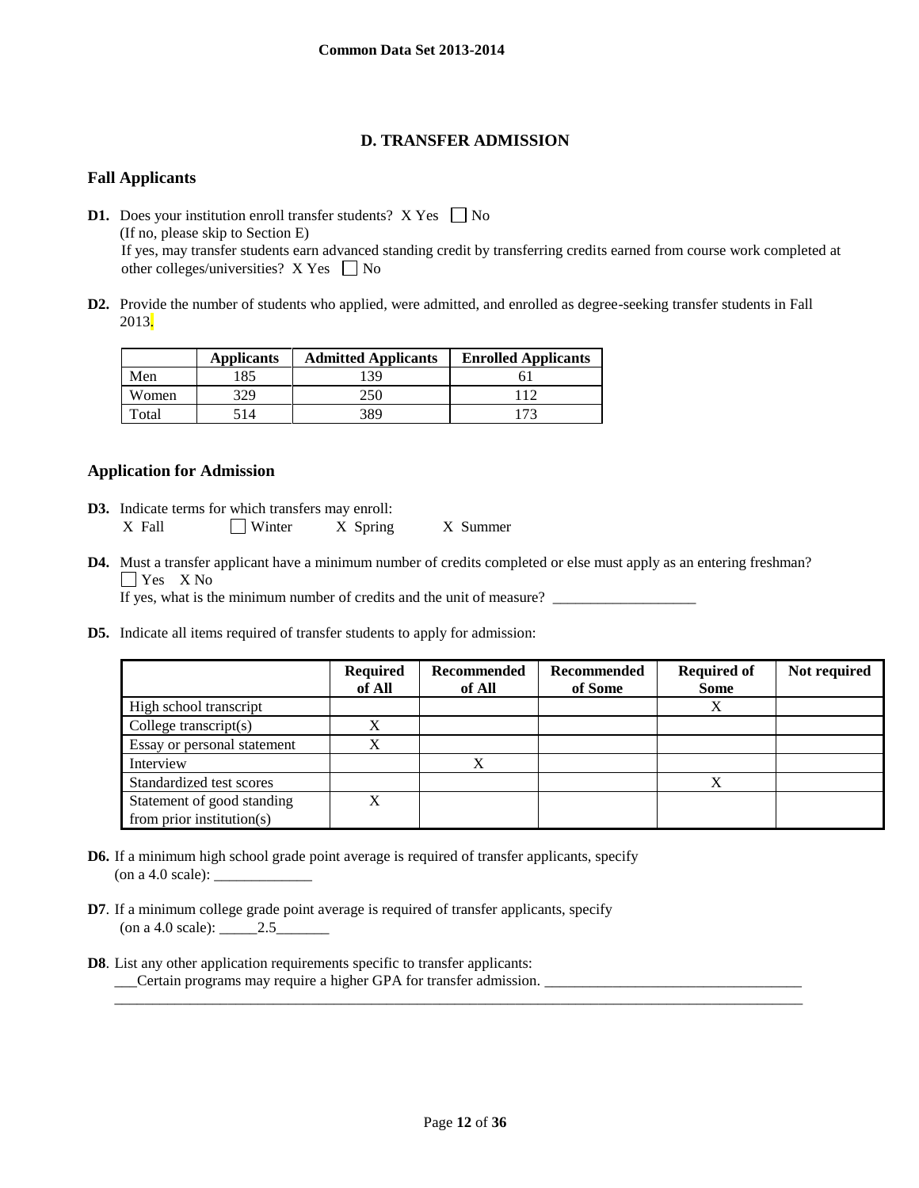## D. TRANSFER ADMISSION

### Fall Applicants

**D1.** Does your institution enroll transfer students? X Yes ☐ No
(If no, please skip to Section E)
If yes, may transfer students earn advanced standing credit by transferring credits earned from course work completed at other colleges/universities? X Yes ☐ No

**D2.** Provide the number of students who applied, were admitted, and enrolled as degree-seeking transfer students in Fall 2013.

| | Applicants | Admitted Applicants | Enrolled Applicants |
|---|---|---|---|
| Men | 185 | 139 | 61 |
| Women | 329 | 250 | 112 |
| Total | 514 | 389 | 173 |

### Application for Admission

**D3.** Indicate terms for which transfers may enroll:
X Fall ☐ Winter X Spring X Summer

**D4.** Must a transfer applicant have a minimum number of credits completed or else must apply as an entering freshman?
☐ Yes X No
If yes, what is the minimum number of credits and the unit of measure? ___________________

**D5.** Indicate all items required of transfer students to apply for admission:

| | Required of All | Recommended of All | Recommended of Some | Required of Some | Not required |
|---|---|---|---|---|---|
| High school transcript | | | | X | |
| College transcript(s) | X | | | | |
| Essay or personal statement | X | | | | |
| Interview | | X | | | |
| Standardized test scores | | | | X | |
| Statement of good standing from prior institution(s) | X | | | | |

**D6.** If a minimum high school grade point average is required of transfer applicants, specify (on a 4.0 scale): _____________

**D7**. If a minimum college grade point average is required of transfer applicants, specify (on a 4.0 scale): _____2.5_______

**D8**. List any other application requirements specific to transfer applicants:
___Certain programs may require a higher GPA for transfer admission. __________________________________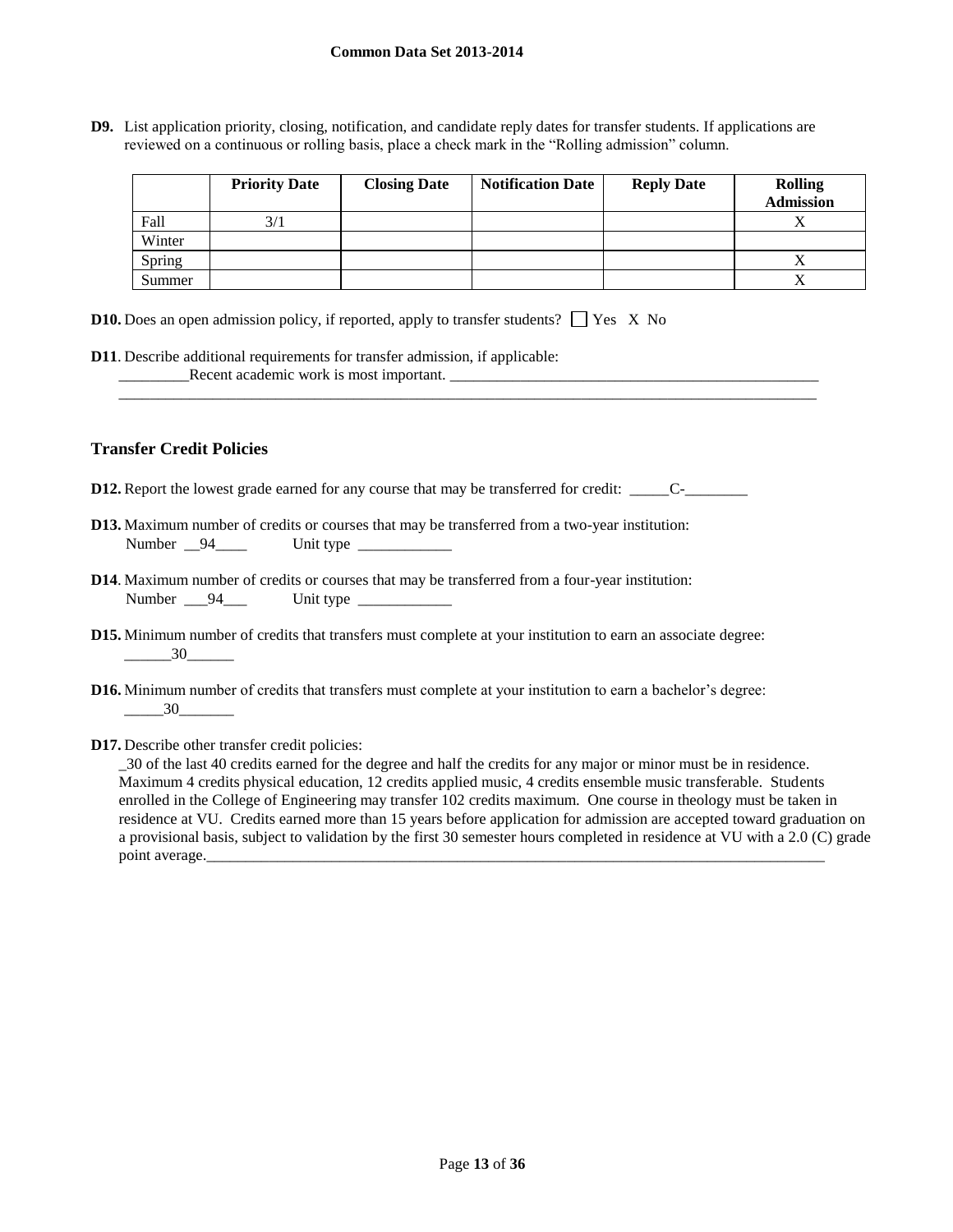**D9.** List application priority, closing, notification, and candidate reply dates for transfer students. If applications are reviewed on a continuous or rolling basis, place a check mark in the "Rolling admission" column.

| | Priority Date | Closing Date | Notification Date | Reply Date | Rolling Admission |
|---|---|---|---|---|---|
| Fall | 3/1 | | | | X |
| Winter | | | | | |
| Spring | | | | | X |
| Summer | | | | | X |

**D10.** Does an open admission policy, if reported, apply to transfer students? ☐ Yes X No

**D11**. Describe additional requirements for transfer admission, if applicable:
_________Recent academic work is most important. ___________________________________________________
_____________________________________________________________________________________________

## Transfer Credit Policies

**D12.** Report the lowest grade earned for any course that may be transferred for credit: _____C-________

**D13.** Maximum number of credits or courses that may be transferred from a two-year institution:
Number __94____ Unit type ____________

**D14**. Maximum number of credits or courses that may be transferred from a four-year institution:
Number ___94___ Unit type ____________

**D15.** Minimum number of credits that transfers must complete at your institution to earn an associate degree:
______30______

**D16.** Minimum number of credits that transfers must complete at your institution to earn a bachelor's degree:
_____30_______

**D17.** Describe other transfer credit policies:
_30 of the last 40 credits earned for the degree and half the credits for any major or minor must be in residence. Maximum 4 credits physical education, 12 credits applied music, 4 credits ensemble music transferable. Students enrolled in the College of Engineering may transfer 102 credits maximum. One course in theology must be taken in residence at VU. Credits earned more than 15 years before application for admission are accepted toward graduation on a provisional basis, subject to validation by the first 30 semester hours completed in residence at VU with a 2.0 (C) grade point average.____________________________________________________________________________________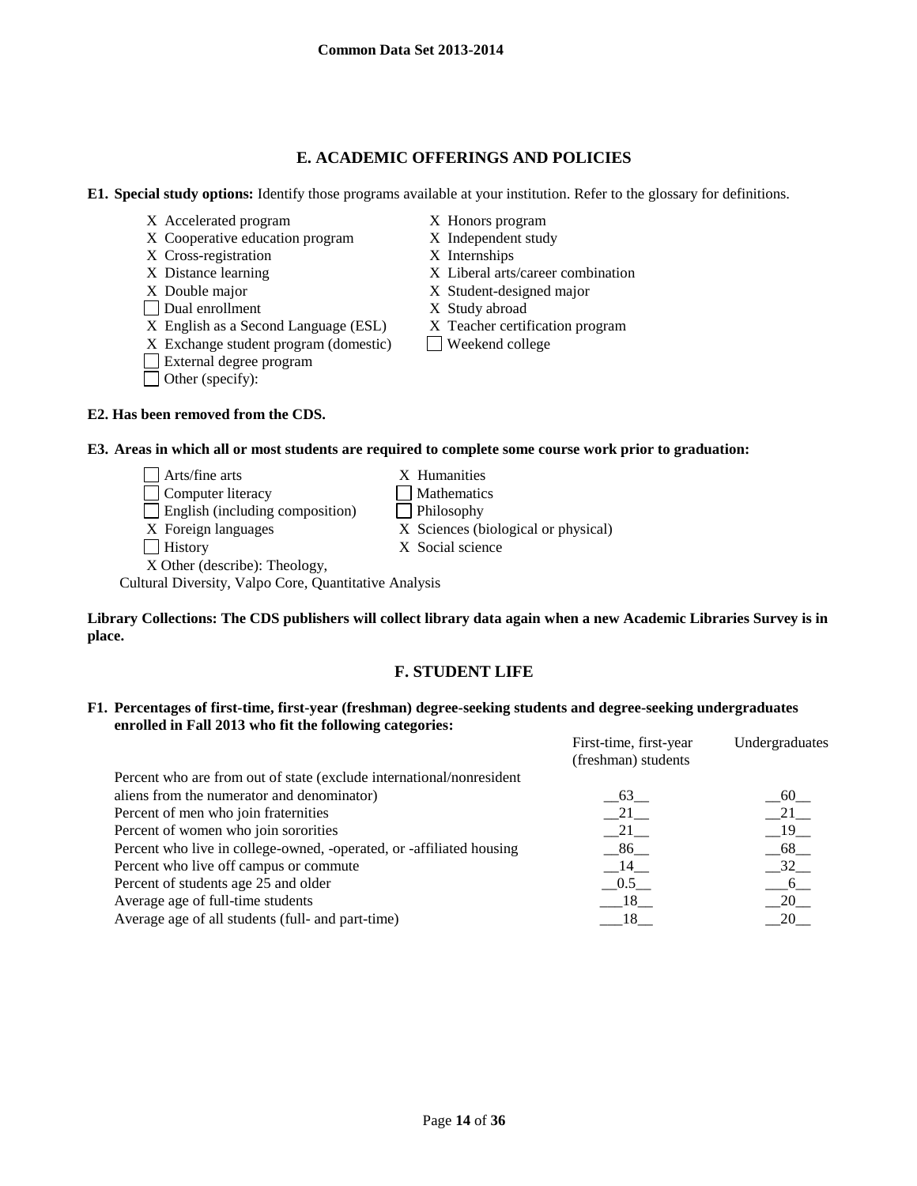# E. ACADEMIC OFFERINGS AND POLICIES

**E1. Special study options:** Identify those programs available at your institution. Refer to the glossary for definitions.

- X Accelerated program
- X Cooperative education program
- X Cross-registration
- X Distance learning
- X Double major
- ☐ Dual enrollment
- X English as a Second Language (ESL)
- X Exchange student program (domestic)
- ☐ External degree program
- ☐ Other (specify):
- X Honors program
- X Independent study
- X Internships
- X Liberal arts/career combination
- X Student-designed major
- X Study abroad
- X Teacher certification program
- ☐ Weekend college

**E2. Has been removed from the CDS.**

**E3. Areas in which all or most students are required to complete some course work prior to graduation:**

- ☐ Arts/fine arts
- ☐ Computer literacy
- ☐ English (including composition)
- X Foreign languages
- ☐ History
- X Humanities
- ☐ Mathematics
- ☐ Philosophy
- X Sciences (biological or physical)
- X Social science
- X Other (describe): Theology, Cultural Diversity, Valpo Core, Quantitative Analysis

**Library Collections: The CDS publishers will collect library data again when a new Academic Libraries Survey is in place.**

# F. STUDENT LIFE

**F1. Percentages of first-time, first-year (freshman) degree-seeking students and degree-seeking undergraduates enrolled in Fall 2013 who fit the following categories:**

| | First-time, first-year (freshman) students | Undergraduates |
|---|---|---|
| Percent who are from out of state (exclude international/nonresident aliens from the numerator and denominator) | 63 | 60 |
| Percent of men who join fraternities | 21 | 21 |
| Percent of women who join sororities | 21 | 19 |
| Percent who live in college-owned, -operated, or -affiliated housing | 86 | 68 |
| Percent who live off campus or commute | 14 | 32 |
| Percent of students age 25 and older | 0.5 | 6 |
| Average age of full-time students | 18 | 20 |
| Average age of all students (full- and part-time) | 18 | 20 |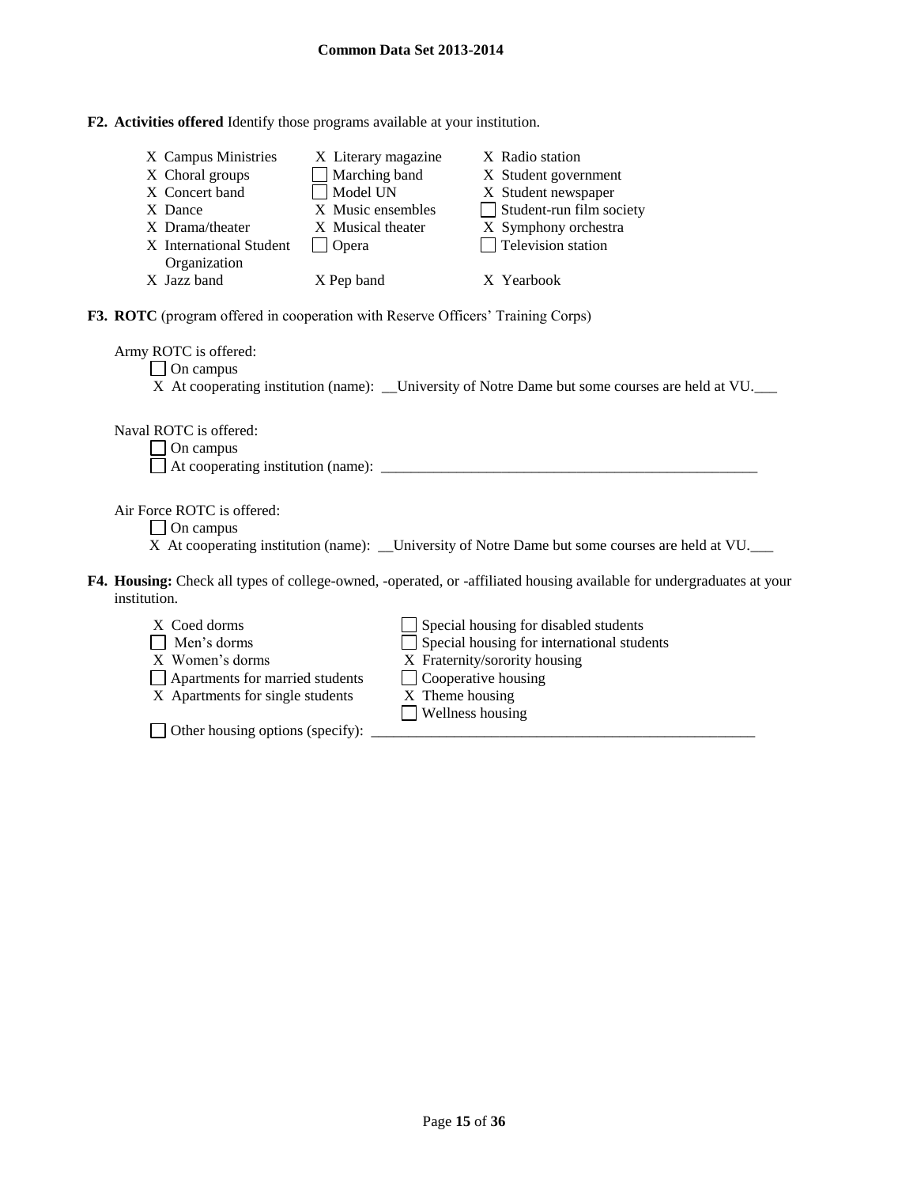**F2. Activities offered** Identify those programs available at your institution.

| | | |
|---|---|---|
| X Campus Ministries | X Literary magazine | X Radio station |
| X Choral groups | ☐ Marching band | X Student government |
| X Concert band | ☐ Model UN | X Student newspaper |
| X Dance | X Music ensembles | ☐ Student-run film society |
| X Drama/theater | X Musical theater | X Symphony orchestra |
| X International Student Organization | ☐ Opera | ☐ Television station |
| X Jazz band | X Pep band | X Yearbook |

**F3. ROTC** (program offered in cooperation with Reserve Officers' Training Corps)

Army ROTC is offered:
- ☐ On campus
- X At cooperating institution (name): __University of Notre Dame but some courses are held at VU.___

Naval ROTC is offered:
- ☐ On campus
- ☐ At cooperating institution (name): ____________________________________________________

Air Force ROTC is offered:
- ☐ On campus
- X At cooperating institution (name): __University of Notre Dame but some courses are held at VU.___

**F4. Housing:** Check all types of college-owned, -operated, or -affiliated housing available for undergraduates at your institution.

| | |
|---|---|
| X Coed dorms | ☐ Special housing for disabled students |
| ☐ Men's dorms | ☐ Special housing for international students |
| X Women's dorms | X Fraternity/sorority housing |
| ☐ Apartments for married students | ☐ Cooperative housing |
| X Apartments for single students | X Theme housing |
| | ☐ Wellness housing |

☐ Other housing options (specify): ____________________________________________________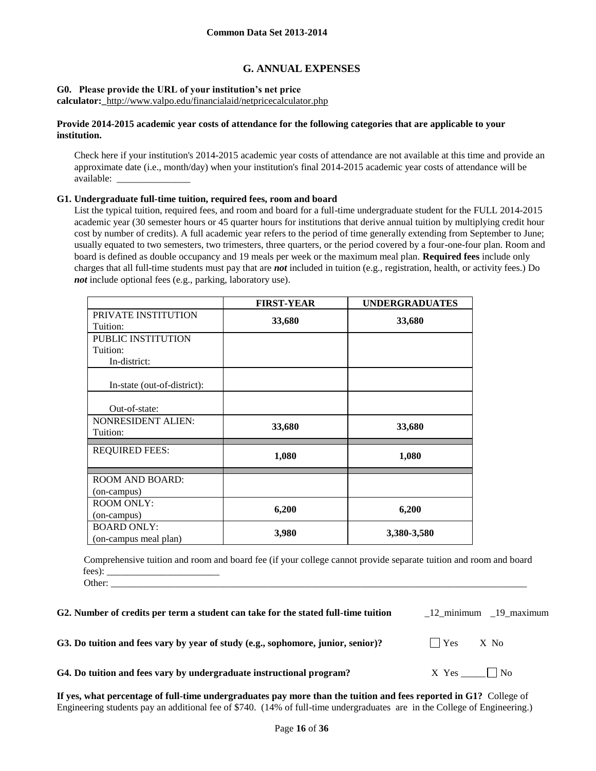## G. ANNUAL EXPENSES

**G0. Please provide the URL of your institution's net price calculator:** http://www.valpo.edu/financialaid/netpricecalculator.php

**Provide 2014-2015 academic year costs of attendance for the following categories that are applicable to your institution.**

Check here if your institution's 2014-2015 academic year costs of attendance are not available at this time and provide an approximate date (i.e., month/day) when your institution's final 2014-2015 academic year costs of attendance will be available: _______________

**G1. Undergraduate full-time tuition, required fees, room and board**

List the typical tuition, required fees, and room and board for a full-time undergraduate student for the FULL 2014-2015 academic year (30 semester hours or 45 quarter hours for institutions that derive annual tuition by multiplying credit hour cost by number of credits). A full academic year refers to the period of time generally extending from September to June; usually equated to two semesters, two trimesters, three quarters, or the period covered by a four-one-four plan. Room and board is defined as double occupancy and 19 meals per week or the maximum meal plan. **Required fees** include only charges that all full-time students must pay that are ***not*** included in tuition (e.g., registration, health, or activity fees.) Do ***not*** include optional fees (e.g., parking, laboratory use).

| | FIRST-YEAR | UNDERGRADUATES |
|---|---|---|
| PRIVATE INSTITUTION Tuition: | **33,680** | **33,680** |
| PUBLIC INSTITUTION Tuition: In-district: | | |
| In-state (out-of-district): | | |
| Out-of-state: | | |
| NONRESIDENT ALIEN: Tuition: | **33,680** | **33,680** |
| REQUIRED FEES: | **1,080** | **1,080** |
| ROOM AND BOARD: (on-campus) | | |
| ROOM ONLY: (on-campus) | **6,200** | **6,200** |
| BOARD ONLY: (on-campus meal plan) | **3,980** | **3,380-3,580** |

Comprehensive tuition and room and board fee (if your college cannot provide separate tuition and room and board fees): _______________________

Other: ___________________________________________________________________________

**G2. Number of credits per term a student can take for the stated full-time tuition** _12_minimum _19_maximum

**G3. Do tuition and fees vary by year of study (e.g., sophomore, junior, senior)?** ☐ Yes X No

**G4. Do tuition and fees vary by undergraduate instructional program?** X Yes _____ ☐ No

**If yes, what percentage of full-time undergraduates pay more than the tuition and fees reported in G1?** College of Engineering students pay an additional fee of $740. (14% of full-time undergraduates are in the College of Engineering.)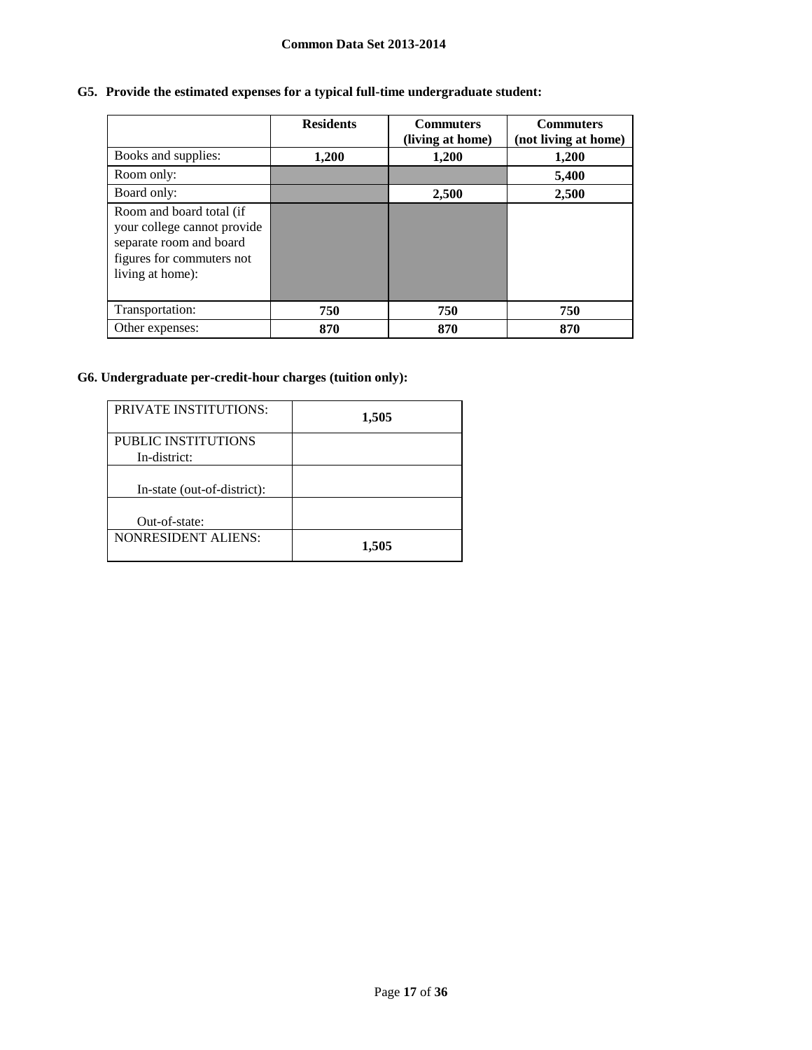**Common Data Set 2013-2014**

**G5. Provide the estimated expenses for a typical full-time undergraduate student:**

| | Residents | Commuters (living at home) | Commuters (not living at home) |
|---|---|---|---|
| Books and supplies: | **1,200** | **1,200** | **1,200** |
| Room only: | | | **5,400** |
| Board only: | | **2,500** | **2,500** |
| Room and board total (if your college cannot provide separate room and board figures for commuters not living at home): | | | |
| Transportation: | **750** | **750** | **750** |
| Other expenses: | **870** | **870** | **870** |

**G6. Undergraduate per-credit-hour charges (tuition only):**

| | |
|---|---|
| PRIVATE INSTITUTIONS: | **1,505** |
| PUBLIC INSTITUTIONS In-district: | |
| In-state (out-of-district): | |
| Out-of-state: | |
| NONRESIDENT ALIENS: | **1,505** |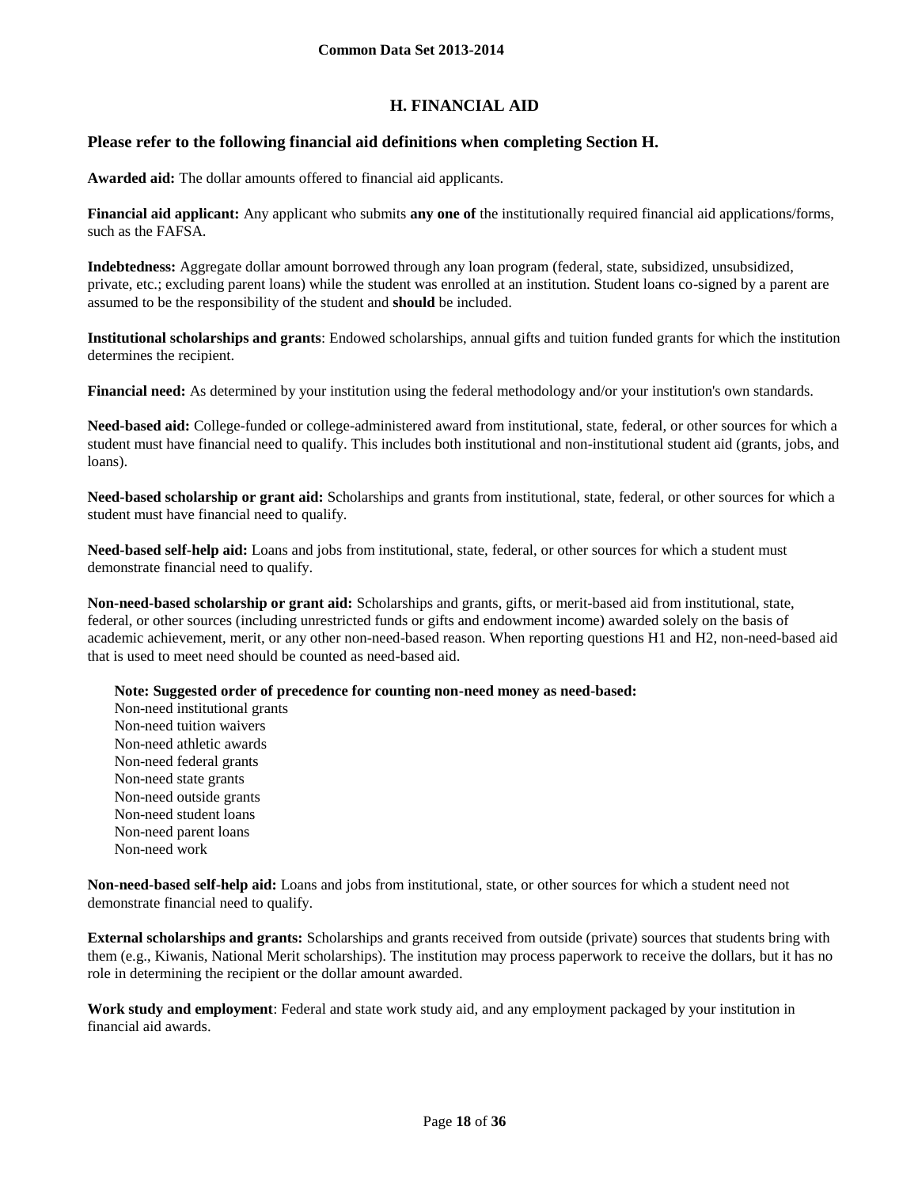## H. FINANCIAL AID

### Please refer to the following financial aid definitions when completing Section H.

**Awarded aid:** The dollar amounts offered to financial aid applicants.

**Financial aid applicant:** Any applicant who submits **any one of** the institutionally required financial aid applications/forms, such as the FAFSA.

**Indebtedness:** Aggregate dollar amount borrowed through any loan program (federal, state, subsidized, unsubsidized, private, etc.; excluding parent loans) while the student was enrolled at an institution. Student loans co-signed by a parent are assumed to be the responsibility of the student and **should** be included.

**Institutional scholarships and grants**: Endowed scholarships, annual gifts and tuition funded grants for which the institution determines the recipient.

**Financial need:** As determined by your institution using the federal methodology and/or your institution's own standards.

**Need-based aid:** College-funded or college-administered award from institutional, state, federal, or other sources for which a student must have financial need to qualify. This includes both institutional and non-institutional student aid (grants, jobs, and loans).

**Need-based scholarship or grant aid:** Scholarships and grants from institutional, state, federal, or other sources for which a student must have financial need to qualify.

**Need-based self-help aid:** Loans and jobs from institutional, state, federal, or other sources for which a student must demonstrate financial need to qualify.

**Non-need-based scholarship or grant aid:** Scholarships and grants, gifts, or merit-based aid from institutional, state, federal, or other sources (including unrestricted funds or gifts and endowment income) awarded solely on the basis of academic achievement, merit, or any other non-need-based reason. When reporting questions H1 and H2, non-need-based aid that is used to meet need should be counted as need-based aid.

**Note: Suggested order of precedence for counting non-need money as need-based:**

Non-need institutional grants
Non-need tuition waivers
Non-need athletic awards
Non-need federal grants
Non-need state grants
Non-need outside grants
Non-need student loans
Non-need parent loans
Non-need work

**Non-need-based self-help aid:** Loans and jobs from institutional, state, or other sources for which a student need not demonstrate financial need to qualify.

**External scholarships and grants:** Scholarships and grants received from outside (private) sources that students bring with them (e.g., Kiwanis, National Merit scholarships). The institution may process paperwork to receive the dollars, but it has no role in determining the recipient or the dollar amount awarded.

**Work study and employment**: Federal and state work study aid, and any employment packaged by your institution in financial aid awards.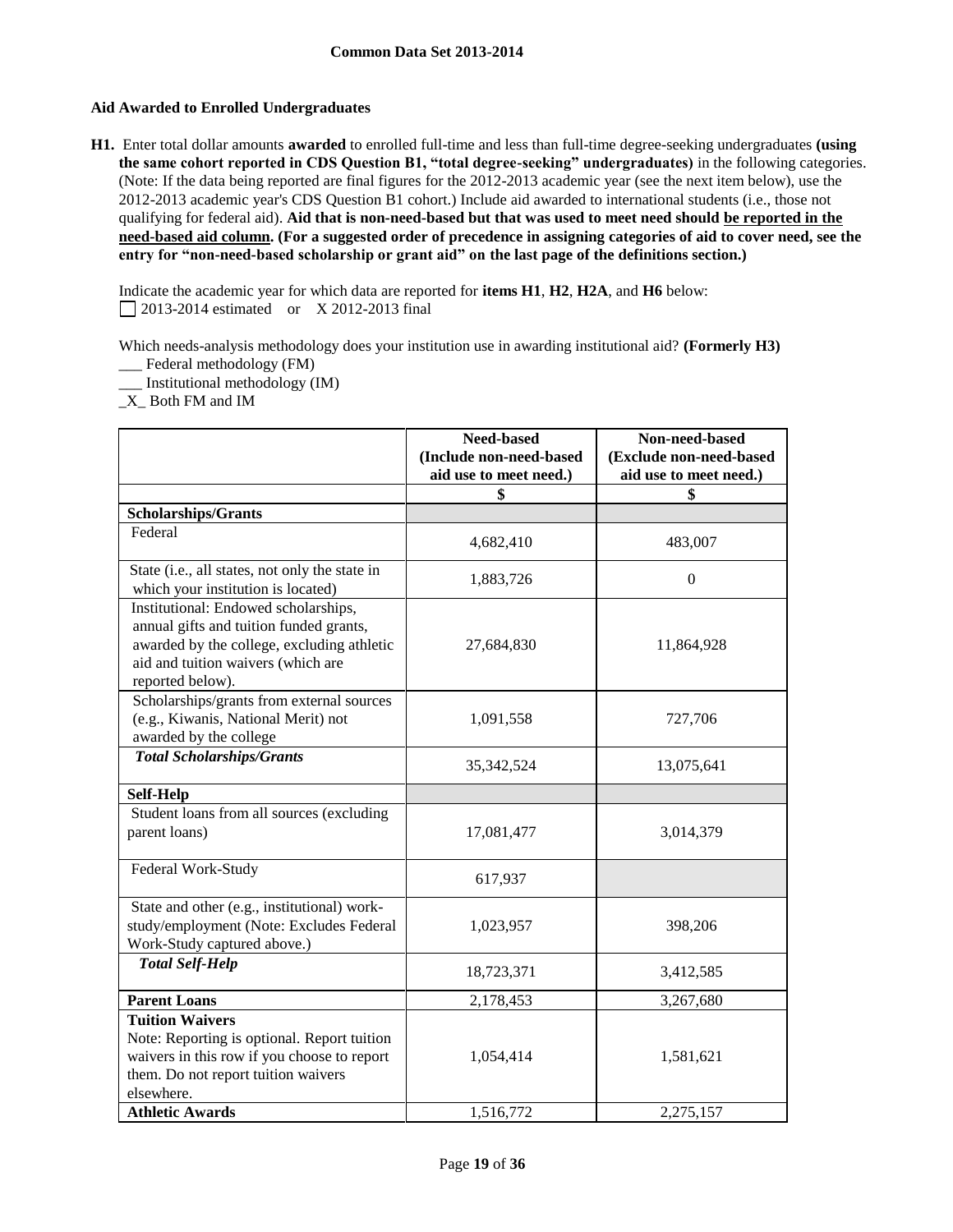## Aid Awarded to Enrolled Undergraduates

**H1.** Enter total dollar amounts **awarded** to enrolled full-time and less than full-time degree-seeking undergraduates **(using the same cohort reported in CDS Question B1, "total degree-seeking" undergraduates)** in the following categories. (Note: If the data being reported are final figures for the 2012-2013 academic year (see the next item below), use the 2012-2013 academic year's CDS Question B1 cohort.) Include aid awarded to international students (i.e., those not qualifying for federal aid). **Aid that is non-need-based but that was used to meet need should be reported in the need-based aid column. (For a suggested order of precedence in assigning categories of aid to cover need, see the entry for "non-need-based scholarship or grant aid" on the last page of the definitions section.)**

Indicate the academic year for which data are reported for **items H1**, **H2**, **H2A**, and **H6** below:
☐ 2013-2014 estimated or X 2012-2013 final

Which needs-analysis methodology does your institution use in awarding institutional aid? **(Formerly H3)**
___ Federal methodology (FM)
___ Institutional methodology (IM)
_X_ Both FM and IM

| | Need-based (Include non-need-based aid use to meet need.) | Non-need-based (Exclude non-need-based aid use to meet need.) |
|---|---|---|
| | $ | $ |
| **Scholarships/Grants** | | |
| Federal | 4,682,410 | 483,007 |
| State (i.e., all states, not only the state in which your institution is located) | 1,883,726 | 0 |
| Institutional: Endowed scholarships, annual gifts and tuition funded grants, awarded by the college, excluding athletic aid and tuition waivers (which are reported below). | 27,684,830 | 11,864,928 |
| Scholarships/grants from external sources (e.g., Kiwanis, National Merit) not awarded by the college | 1,091,558 | 727,706 |
| ***Total Scholarships/Grants*** | 35,342,524 | 13,075,641 |
| **Self-Help** | | |
| Student loans from all sources (excluding parent loans) | 17,081,477 | 3,014,379 |
| Federal Work-Study | 617,937 | |
| State and other (e.g., institutional) work-study/employment (Note: Excludes Federal Work-Study captured above.) | 1,023,957 | 398,206 |
| ***Total Self-Help*** | 18,723,371 | 3,412,585 |
| **Parent Loans** | 2,178,453 | 3,267,680 |
| **Tuition Waivers** Note: Reporting is optional. Report tuition waivers in this row if you choose to report them. Do not report tuition waivers elsewhere. | 1,054,414 | 1,581,621 |
| **Athletic Awards** | 1,516,772 | 2,275,157 |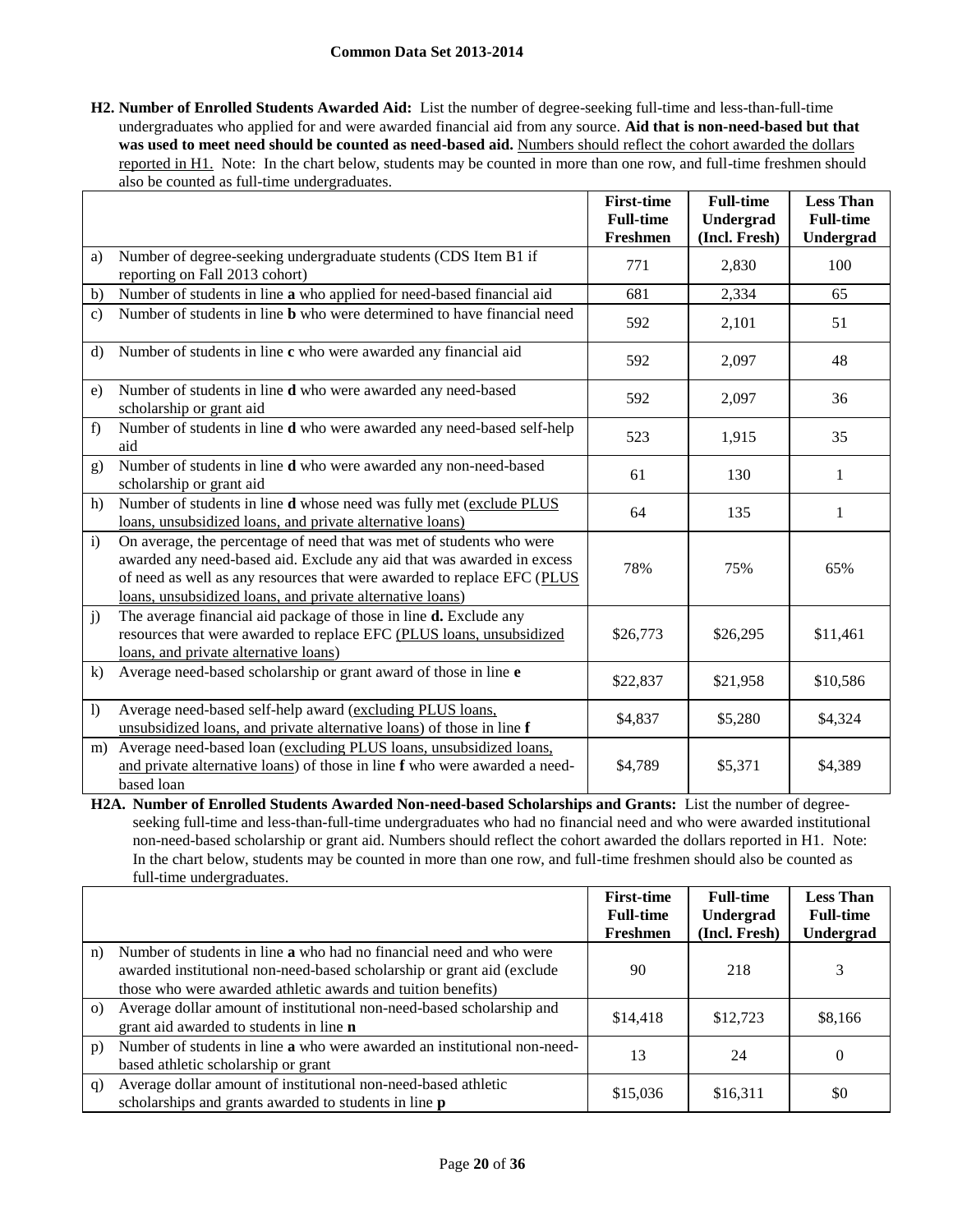**H2. Number of Enrolled Students Awarded Aid:** List the number of degree-seeking full-time and less-than-full-time undergraduates who applied for and were awarded financial aid from any source. **Aid that is non-need-based but that was used to meet need should be counted as need-based aid.** Numbers should reflect the cohort awarded the dollars reported in H1. Note: In the chart below, students may be counted in more than one row, and full-time freshmen should also be counted as full-time undergraduates.

| | | First-time Full-time Freshmen | Full-time Undergrad (Incl. Fresh) | Less Than Full-time Undergrad |
|---|---|---|---|---|
| a) | Number of degree-seeking undergraduate students (CDS Item B1 if reporting on Fall 2013 cohort) | 771 | 2,830 | 100 |
| b) | Number of students in line **a** who applied for need-based financial aid | 681 | 2,334 | 65 |
| c) | Number of students in line **b** who were determined to have financial need | 592 | 2,101 | 51 |
| d) | Number of students in line **c** who were awarded any financial aid | 592 | 2,097 | 48 |
| e) | Number of students in line **d** who were awarded any need-based scholarship or grant aid | 592 | 2,097 | 36 |
| f) | Number of students in line **d** who were awarded any need-based self-help aid | 523 | 1,915 | 35 |
| g) | Number of students in line **d** who were awarded any non-need-based scholarship or grant aid | 61 | 130 | 1 |
| h) | Number of students in line **d** whose need was fully met (exclude PLUS loans, unsubsidized loans, and private alternative loans) | 64 | 135 | 1 |
| i) | On average, the percentage of need that was met of students who were awarded any need-based aid. Exclude any aid that was awarded in excess of need as well as any resources that were awarded to replace EFC (PLUS loans, unsubsidized loans, and private alternative loans) | 78% | 75% | 65% |
| j) | The average financial aid package of those in line **d.** Exclude any resources that were awarded to replace EFC (PLUS loans, unsubsidized loans, and private alternative loans) | $26,773 | $26,295 | $11,461 |
| k) | Average need-based scholarship or grant award of those in line **e** | $22,837 | $21,958 | $10,586 |
| l) | Average need-based self-help award (excluding PLUS loans, unsubsidized loans, and private alternative loans) of those in line **f** | $4,837 | $5,280 | $4,324 |
| m) | Average need-based loan (excluding PLUS loans, unsubsidized loans, and private alternative loans) of those in line **f** who were awarded a need-based loan | $4,789 | $5,371 | $4,389 |

**H2A. Number of Enrolled Students Awarded Non-need-based Scholarships and Grants:** List the number of degree-seeking full-time and less-than-full-time undergraduates who had no financial need and who were awarded institutional non-need-based scholarship or grant aid. Numbers should reflect the cohort awarded the dollars reported in H1. Note: In the chart below, students may be counted in more than one row, and full-time freshmen should also be counted as full-time undergraduates.

| | | First-time Full-time Freshmen | Full-time Undergrad (Incl. Fresh) | Less Than Full-time Undergrad |
|---|---|---|---|---|
| n) | Number of students in line **a** who had no financial need and who were awarded institutional non-need-based scholarship or grant aid (exclude those who were awarded athletic awards and tuition benefits) | 90 | 218 | 3 |
| o) | Average dollar amount of institutional non-need-based scholarship and grant aid awarded to students in line **n** | $14,418 | $12,723 | $8,166 |
| p) | Number of students in line **a** who were awarded an institutional non-need-based athletic scholarship or grant | 13 | 24 | 0 |
| q) | Average dollar amount of institutional non-need-based athletic scholarships and grants awarded to students in line **p** | $15,036 | $16,311 | $0 |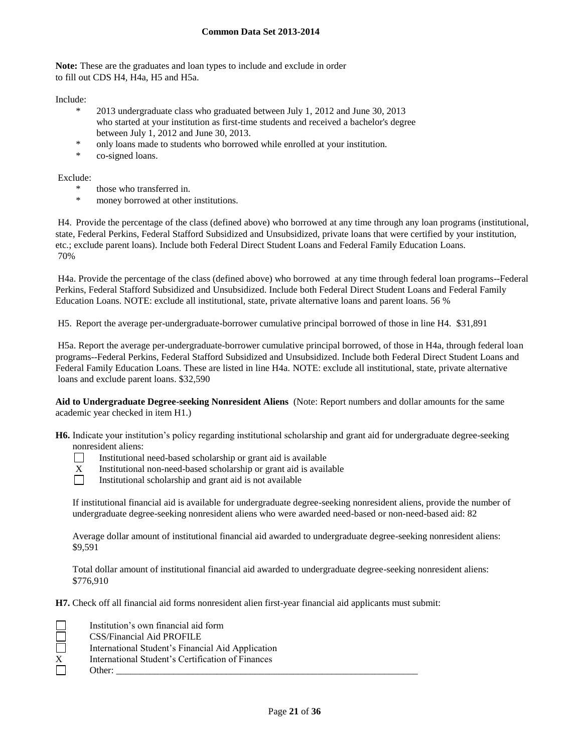**Note:** These are the graduates and loan types to include and exclude in order to fill out CDS H4, H4a, H5 and H5a.

Include:

- * 2013 undergraduate class who graduated between July 1, 2012 and June 30, 2013 who started at your institution as first-time students and received a bachelor's degree between July 1, 2012 and June 30, 2013.
- * only loans made to students who borrowed while enrolled at your institution.
- * co-signed loans.

Exclude:

- * those who transferred in.
- * money borrowed at other institutions.

H4. Provide the percentage of the class (defined above) who borrowed at any time through any loan programs (institutional, state, Federal Perkins, Federal Stafford Subsidized and Unsubsidized, private loans that were certified by your institution, etc.; exclude parent loans). Include both Federal Direct Student Loans and Federal Family Education Loans.
70%

H4a. Provide the percentage of the class (defined above) who borrowed at any time through federal loan programs--Federal Perkins, Federal Stafford Subsidized and Unsubsidized. Include both Federal Direct Student Loans and Federal Family Education Loans. NOTE: exclude all institutional, state, private alternative loans and parent loans. 56 %

H5. Report the average per-undergraduate-borrower cumulative principal borrowed of those in line H4. $31,891

H5a. Report the average per-undergraduate-borrower cumulative principal borrowed, of those in H4a, through federal loan programs--Federal Perkins, Federal Stafford Subsidized and Unsubsidized. Include both Federal Direct Student Loans and Federal Family Education Loans. These are listed in line H4a. NOTE: exclude all institutional, state, private alternative loans and exclude parent loans. $32,590

**Aid to Undergraduate Degree-seeking Nonresident Aliens** (Note: Report numbers and dollar amounts for the same academic year checked in item H1.)

**H6.** Indicate your institution's policy regarding institutional scholarship and grant aid for undergraduate degree-seeking nonresident aliens:

- ☐ Institutional need-based scholarship or grant aid is available
- X Institutional non-need-based scholarship or grant aid is available
- ☐ Institutional scholarship and grant aid is not available

If institutional financial aid is available for undergraduate degree-seeking nonresident aliens, provide the number of undergraduate degree-seeking nonresident aliens who were awarded need-based or non-need-based aid: 82

Average dollar amount of institutional financial aid awarded to undergraduate degree-seeking nonresident aliens: $9,591

Total dollar amount of institutional financial aid awarded to undergraduate degree-seeking nonresident aliens: $776,910

**H7.** Check off all financial aid forms nonresident alien first-year financial aid applicants must submit:

- ☐ Institution's own financial aid form
- ☐ CSS/Financial Aid PROFILE
- ☐ International Student's Financial Aid Application
- X International Student's Certification of Finances
- ☐ Other: ________________________________________________________________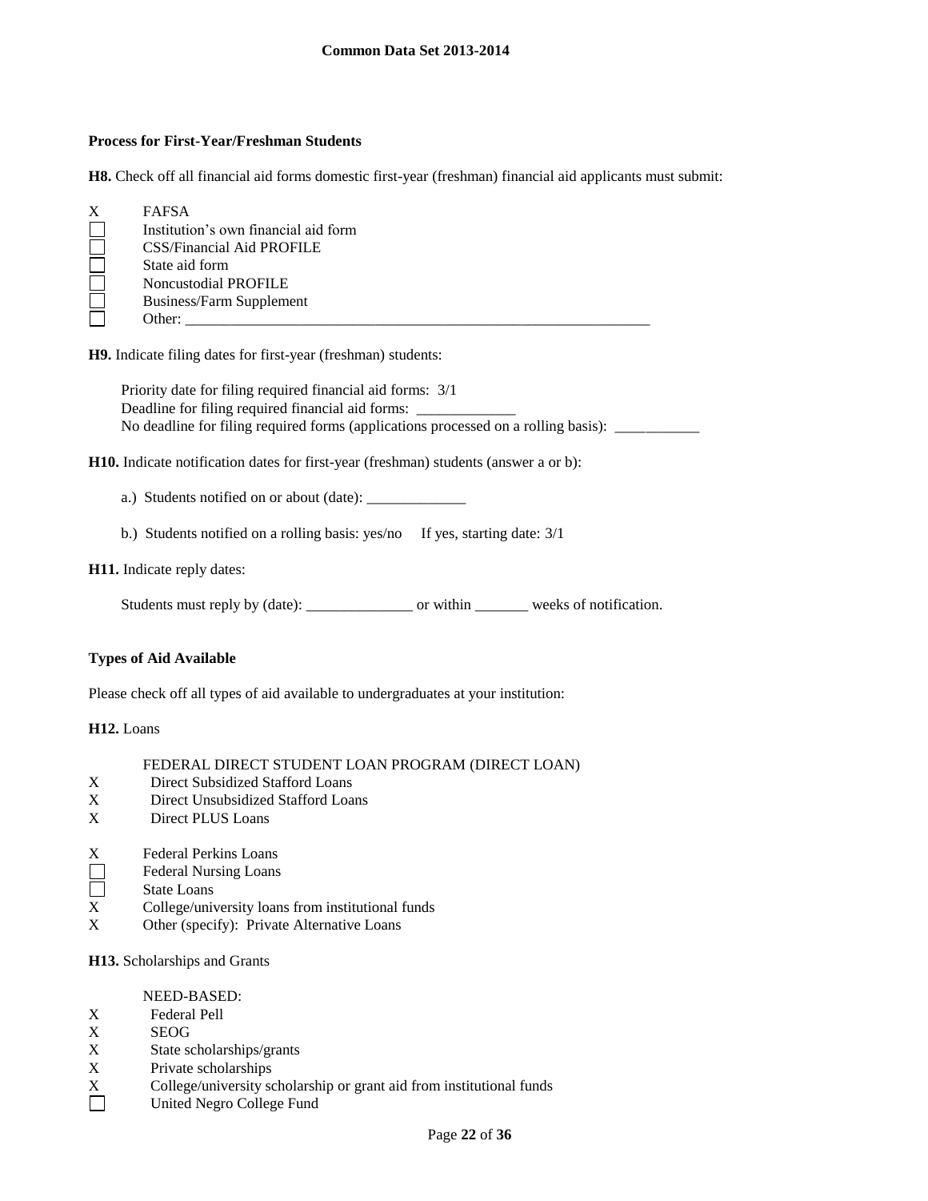**Process for First-Year/Freshman Students**

**H8.** Check off all financial aid forms domestic first-year (freshman) financial aid applicants must submit:

- X FAFSA
- ☐ Institution's own financial aid form
- ☐ CSS/Financial Aid PROFILE
- ☐ State aid form
- ☐ Noncustodial PROFILE
- ☐ Business/Farm Supplement
- ☐ Other: ______________________________________________________________

**H9.** Indicate filing dates for first-year (freshman) students:

Priority date for filing required financial aid forms: 3/1
Deadline for filing required financial aid forms: _____________
No deadline for filing required forms (applications processed on a rolling basis): ___________

**H10.** Indicate notification dates for first-year (freshman) students (answer a or b):

a.) Students notified on or about (date): _____________

b.) Students notified on a rolling basis: yes/no   If yes, starting date: 3/1

**H11.** Indicate reply dates:

Students must reply by (date): ______________ or within _______ weeks of notification.

**Types of Aid Available**

Please check off all types of aid available to undergraduates at your institution:

**H12.** Loans

FEDERAL DIRECT STUDENT LOAN PROGRAM (DIRECT LOAN)

- X Direct Subsidized Stafford Loans
- X Direct Unsubsidized Stafford Loans
- X Direct PLUS Loans

- X Federal Perkins Loans
- ☐ Federal Nursing Loans
- ☐ State Loans
- X College/university loans from institutional funds
- X Other (specify): Private Alternative Loans

**H13.** Scholarships and Grants

NEED-BASED:

- X Federal Pell
- X SEOG
- X State scholarships/grants
- X Private scholarships
- X College/university scholarship or grant aid from institutional funds
- ☐ United Negro College Fund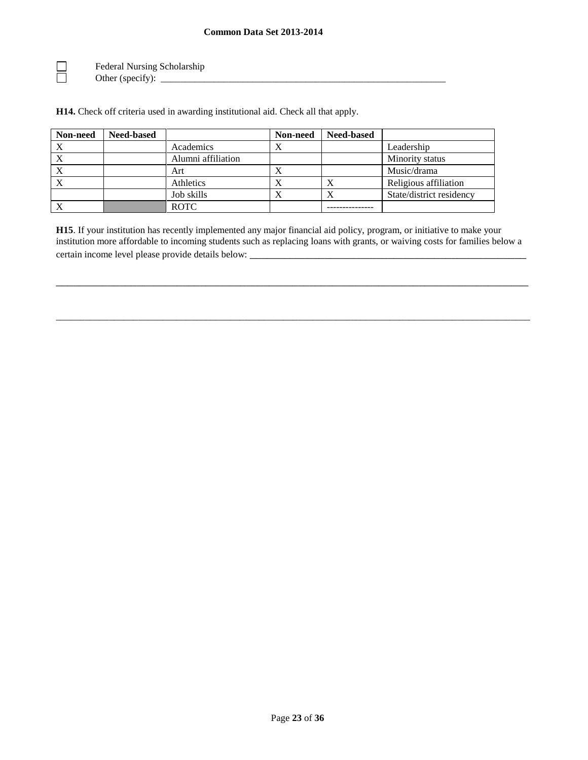☐ Federal Nursing Scholarship
☐ Other (specify): ____________________________________________________________

**H14.** Check off criteria used in awarding institutional aid. Check all that apply.

| Non-need | Need-based | | Non-need | Need-based | |
|---|---|---|---|---|---|
| X | | Academics | X | | Leadership |
| X | | Alumni affiliation | | | Minority status |
| X | | Art | X | | Music/drama |
| X | | Athletics | X | X | Religious affiliation |
| | | Job skills | X | X | State/district residency |
| X | | ROTC | | --------------- | |

**H15**. If your institution has recently implemented any major financial aid policy, program, or initiative to make your institution more affordable to incoming students such as replacing loans with grants, or waiving costs for families below a certain income level please provide details below: ____________________________________________________________

____________________________________________________________________________________________________

____________________________________________________________________________________________________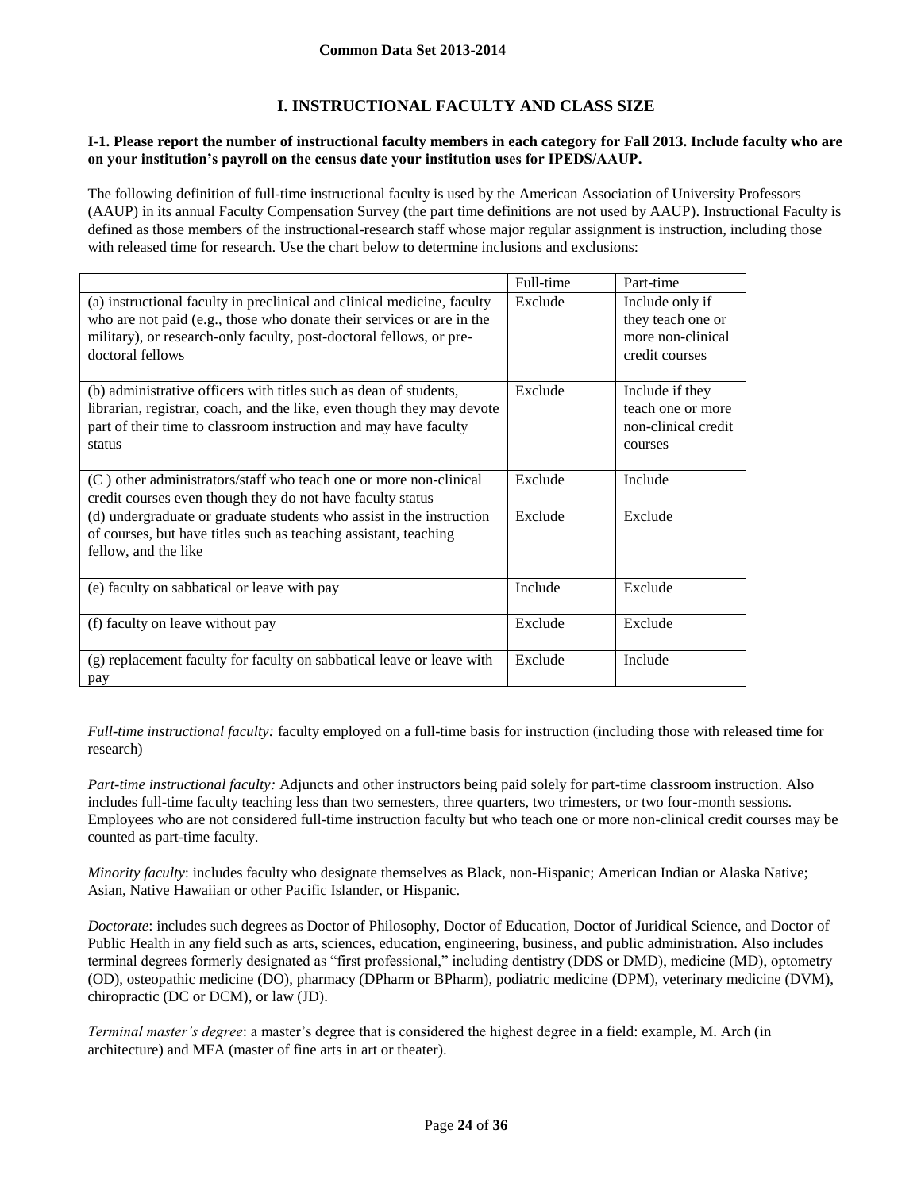## I. INSTRUCTIONAL FACULTY AND CLASS SIZE

**I-1. Please report the number of instructional faculty members in each category for Fall 2013. Include faculty who are on your institution's payroll on the census date your institution uses for IPEDS/AAUP.**

The following definition of full-time instructional faculty is used by the American Association of University Professors (AAUP) in its annual Faculty Compensation Survey (the part time definitions are not used by AAUP). Instructional Faculty is defined as those members of the instructional-research staff whose major regular assignment is instruction, including those with released time for research. Use the chart below to determine inclusions and exclusions:

| | Full-time | Part-time |
|---|---|---|
| (a) instructional faculty in preclinical and clinical medicine, faculty who are not paid (e.g., those who donate their services or are in the military), or research-only faculty, post-doctoral fellows, or pre-doctoral fellows | Exclude | Include only if they teach one or more non-clinical credit courses |
| (b) administrative officers with titles such as dean of students, librarian, registrar, coach, and the like, even though they may devote part of their time to classroom instruction and may have faculty status | Exclude | Include if they teach one or more non-clinical credit courses |
| (C ) other administrators/staff who teach one or more non-clinical credit courses even though they do not have faculty status | Exclude | Include |
| (d) undergraduate or graduate students who assist in the instruction of courses, but have titles such as teaching assistant, teaching fellow, and the like | Exclude | Exclude |
| (e) faculty on sabbatical or leave with pay | Include | Exclude |
| (f) faculty on leave without pay | Exclude | Exclude |
| (g) replacement faculty for faculty on sabbatical leave or leave with pay | Exclude | Include |

*Full-time instructional faculty:* faculty employed on a full-time basis for instruction (including those with released time for research)

*Part-time instructional faculty:* Adjuncts and other instructors being paid solely for part-time classroom instruction. Also includes full-time faculty teaching less than two semesters, three quarters, two trimesters, or two four-month sessions. Employees who are not considered full-time instruction faculty but who teach one or more non-clinical credit courses may be counted as part-time faculty.

*Minority faculty*: includes faculty who designate themselves as Black, non-Hispanic; American Indian or Alaska Native; Asian, Native Hawaiian or other Pacific Islander, or Hispanic.

*Doctorate*: includes such degrees as Doctor of Philosophy, Doctor of Education, Doctor of Juridical Science, and Doctor of Public Health in any field such as arts, sciences, education, engineering, business, and public administration. Also includes terminal degrees formerly designated as "first professional," including dentistry (DDS or DMD), medicine (MD), optometry (OD), osteopathic medicine (DO), pharmacy (DPharm or BPharm), podiatric medicine (DPM), veterinary medicine (DVM), chiropractic (DC or DCM), or law (JD).

*Terminal master's degree*: a master's degree that is considered the highest degree in a field: example, M. Arch (in architecture) and MFA (master of fine arts in art or theater).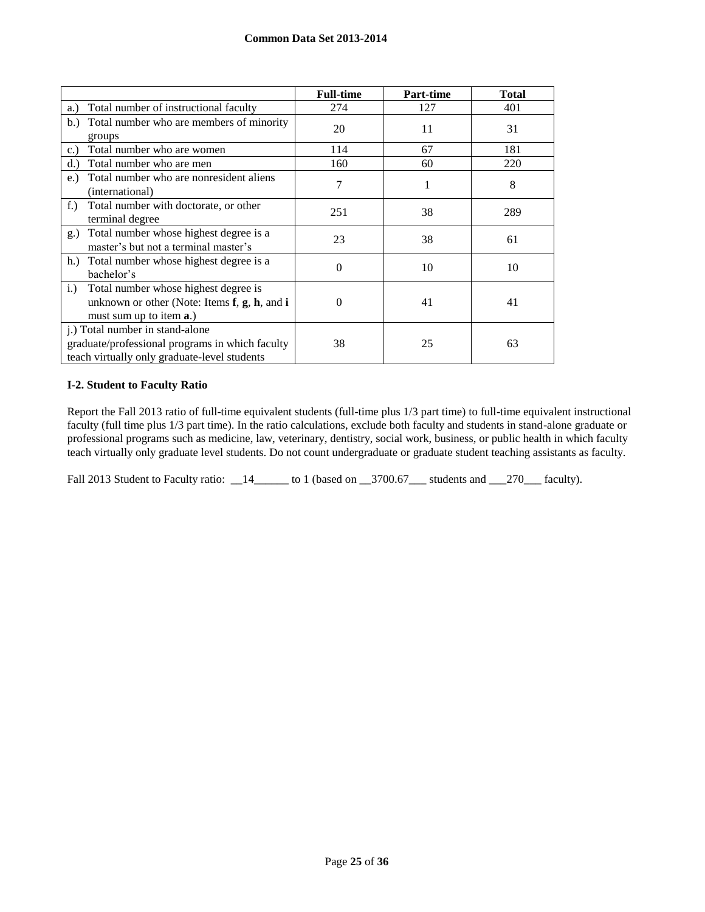|  | Full-time | Part-time | Total |
|---|---|---|---|
| a.) Total number of instructional faculty | 274 | 127 | 401 |
| b.) Total number who are members of minority groups | 20 | 11 | 31 |
| c.) Total number who are women | 114 | 67 | 181 |
| d.) Total number who are men | 160 | 60 | 220 |
| e.) Total number who are nonresident aliens (international) | 7 | 1 | 8 |
| f.) Total number with doctorate, or other terminal degree | 251 | 38 | 289 |
| g.) Total number whose highest degree is a master's but not a terminal master's | 23 | 38 | 61 |
| h.) Total number whose highest degree is a bachelor's | 0 | 10 | 10 |
| i.) Total number whose highest degree is unknown or other (Note: Items **f**, **g**, **h**, and **i** must sum up to item **a**.) | 0 | 41 | 41 |
| j.) Total number in stand-alone graduate/professional programs in which faculty teach virtually only graduate-level students | 38 | 25 | 63 |

**I-2. Student to Faculty Ratio**

Report the Fall 2013 ratio of full-time equivalent students (full-time plus 1/3 part time) to full-time equivalent instructional faculty (full time plus 1/3 part time). In the ratio calculations, exclude both faculty and students in stand-alone graduate or professional programs such as medicine, law, veterinary, dentistry, social work, business, or public health in which faculty teach virtually only graduate level students. Do not count undergraduate or graduate student teaching assistants as faculty.

Fall 2013 Student to Faculty ratio: __14______ to 1 (based on __3700.67___ students and ___270___ faculty).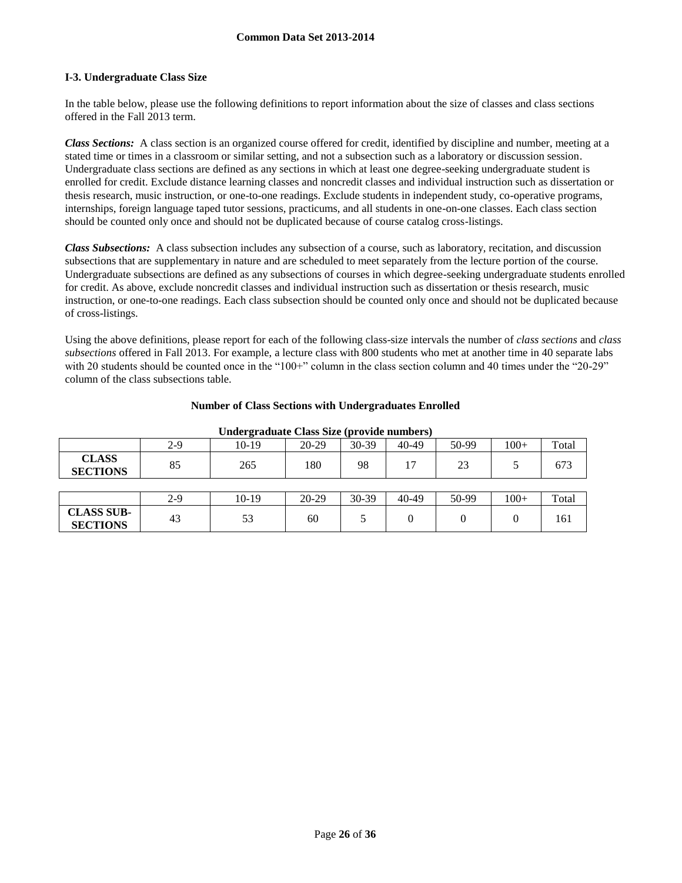**Common Data Set 2013-2014**

### I-3. Undergraduate Class Size

In the table below, please use the following definitions to report information about the size of classes and class sections offered in the Fall 2013 term.

***Class Sections:*** A class section is an organized course offered for credit, identified by discipline and number, meeting at a stated time or times in a classroom or similar setting, and not a subsection such as a laboratory or discussion session. Undergraduate class sections are defined as any sections in which at least one degree-seeking undergraduate student is enrolled for credit. Exclude distance learning classes and noncredit classes and individual instruction such as dissertation or thesis research, music instruction, or one-to-one readings. Exclude students in independent study, co-operative programs, internships, foreign language taped tutor sessions, practicums, and all students in one-on-one classes. Each class section should be counted only once and should not be duplicated because of course catalog cross-listings.

***Class Subsections:*** A class subsection includes any subsection of a course, such as laboratory, recitation, and discussion subsections that are supplementary in nature and are scheduled to meet separately from the lecture portion of the course. Undergraduate subsections are defined as any subsections of courses in which degree-seeking undergraduate students enrolled for credit. As above, exclude noncredit classes and individual instruction such as dissertation or thesis research, music instruction, or one-to-one readings. Each class subsection should be counted only once and should not be duplicated because of cross-listings.

Using the above definitions, please report for each of the following class-size intervals the number of *class sections* and *class subsections* offered in Fall 2013. For example, a lecture class with 800 students who met at another time in 40 separate labs with 20 students should be counted once in the "100+" column in the class section column and 40 times under the "20-29" column of the class subsections table.

**Number of Class Sections with Undergraduates Enrolled**

**Undergraduate Class Size (provide numbers)**

| | 2-9 | 10-19 | 20-29 | 30-39 | 40-49 | 50-99 | 100+ | Total |
|---|---|---|---|---|---|---|---|---|
| **CLASS SECTIONS** | 85 | 265 | 180 | 98 | 17 | 23 | 5 | 673 |

| | 2-9 | 10-19 | 20-29 | 30-39 | 40-49 | 50-99 | 100+ | Total |
|---|---|---|---|---|---|---|---|---|
| **CLASS SUB-SECTIONS** | 43 | 53 | 60 | 5 | 0 | 0 | 0 | 161 |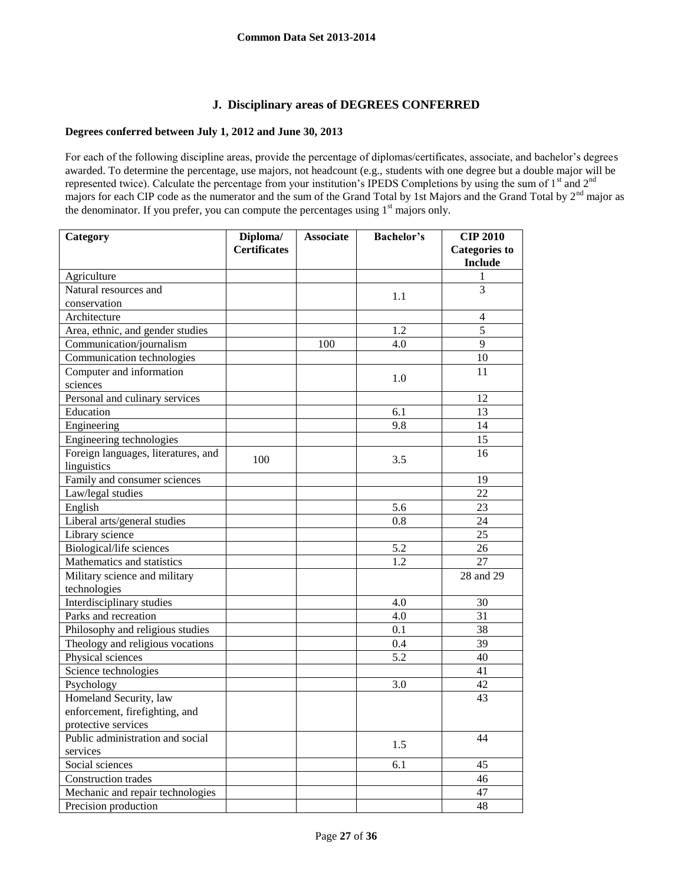**Common Data Set 2013-2014**

## J. Disciplinary areas of DEGREES CONFERRED

**Degrees conferred between July 1, 2012 and June 30, 2013**

For each of the following discipline areas, provide the percentage of diplomas/certificates, associate, and bachelor's degrees awarded. To determine the percentage, use majors, not headcount (e.g., students with one degree but a double major will be represented twice). Calculate the percentage from your institution's IPEDS Completions by using the sum of 1st and 2nd majors for each CIP code as the numerator and the sum of the Grand Total by 1st Majors and the Grand Total by 2nd major as the denominator. If you prefer, you can compute the percentages using 1st majors only.

| Category | Diploma/ Certificates | Associate | Bachelor's | CIP 2010 Categories to Include |
|---|---|---|---|---|
| Agriculture | | | | 1 |
| Natural resources and conservation | | | 1.1 | 3 |
| Architecture | | | | 4 |
| Area, ethnic, and gender studies | | | 1.2 | 5 |
| Communication/journalism | | 100 | 4.0 | 9 |
| Communication technologies | | | | 10 |
| Computer and information sciences | | | 1.0 | 11 |
| Personal and culinary services | | | | 12 |
| Education | | | 6.1 | 13 |
| Engineering | | | 9.8 | 14 |
| Engineering technologies | | | | 15 |
| Foreign languages, literatures, and linguistics | 100 | | 3.5 | 16 |
| Family and consumer sciences | | | | 19 |
| Law/legal studies | | | | 22 |
| English | | | 5.6 | 23 |
| Liberal arts/general studies | | | 0.8 | 24 |
| Library science | | | | 25 |
| Biological/life sciences | | | 5.2 | 26 |
| Mathematics and statistics | | | 1.2 | 27 |
| Military science and military technologies | | | | 28 and 29 |
| Interdisciplinary studies | | | 4.0 | 30 |
| Parks and recreation | | | 4.0 | 31 |
| Philosophy and religious studies | | | 0.1 | 38 |
| Theology and religious vocations | | | 0.4 | 39 |
| Physical sciences | | | 5.2 | 40 |
| Science technologies | | | | 41 |
| Psychology | | | 3.0 | 42 |
| Homeland Security, law enforcement, firefighting, and protective services | | | | 43 |
| Public administration and social services | | | 1.5 | 44 |
| Social sciences | | | 6.1 | 45 |
| Construction trades | | | | 46 |
| Mechanic and repair technologies | | | | 47 |
| Precision production | | | | 48 |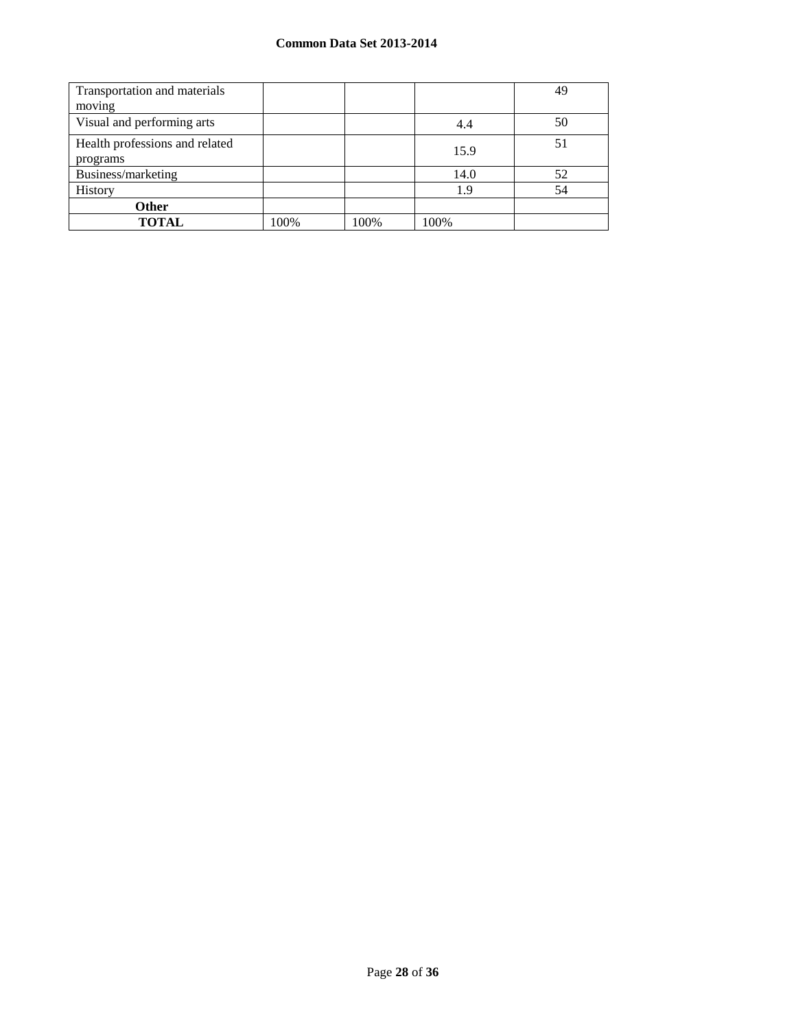| Transportation and materials moving | | | | 49 |
|---|---|---|---|---|
| Visual and performing arts | | | 4.4 | 50 |
| Health professions and related programs | | | 15.9 | 51 |
| Business/marketing | | | 14.0 | 52 |
| History | | | 1.9 | 54 |
| **Other** | | | | |
| **TOTAL** | 100% | 100% | 100% | |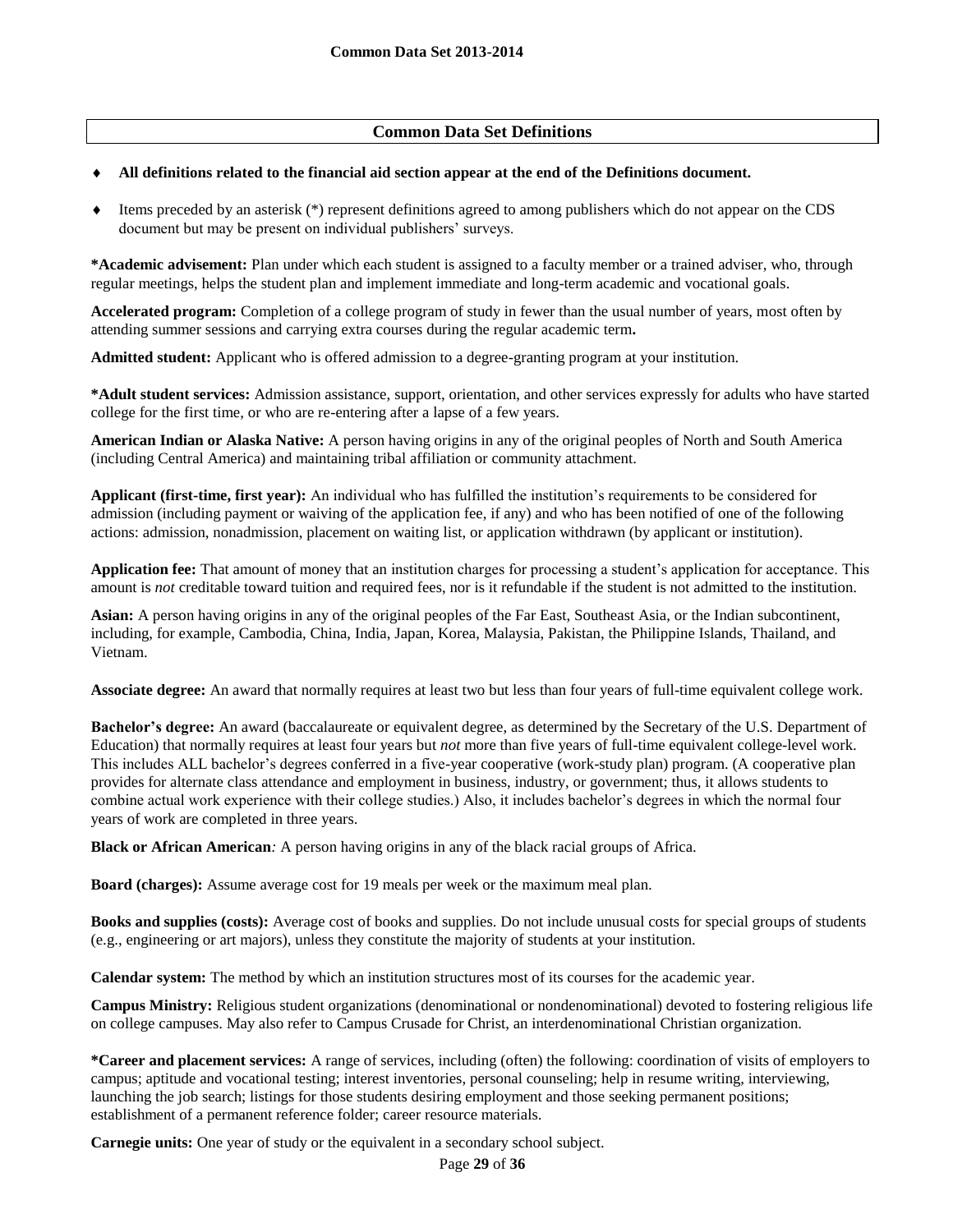## Common Data Set Definitions

- **All definitions related to the financial aid section appear at the end of the Definitions document.**
- Items preceded by an asterisk (*) represent definitions agreed to among publishers which do not appear on the CDS document but may be present on individual publishers' surveys.

**\*Academic advisement:** Plan under which each student is assigned to a faculty member or a trained adviser, who, through regular meetings, helps the student plan and implement immediate and long-term academic and vocational goals.

**Accelerated program:** Completion of a college program of study in fewer than the usual number of years, most often by attending summer sessions and carrying extra courses during the regular academic term**.**

**Admitted student:** Applicant who is offered admission to a degree-granting program at your institution.

**\*Adult student services:** Admission assistance, support, orientation, and other services expressly for adults who have started college for the first time, or who are re-entering after a lapse of a few years.

**American Indian or Alaska Native:** A person having origins in any of the original peoples of North and South America (including Central America) and maintaining tribal affiliation or community attachment.

**Applicant (first-time, first year):** An individual who has fulfilled the institution's requirements to be considered for admission (including payment or waiving of the application fee, if any) and who has been notified of one of the following actions: admission, nonadmission, placement on waiting list, or application withdrawn (by applicant or institution).

**Application fee:** That amount of money that an institution charges for processing a student's application for acceptance. This amount is *not* creditable toward tuition and required fees, nor is it refundable if the student is not admitted to the institution.

**Asian:** A person having origins in any of the original peoples of the Far East, Southeast Asia, or the Indian subcontinent, including, for example, Cambodia, China, India, Japan, Korea, Malaysia, Pakistan, the Philippine Islands, Thailand, and Vietnam.

**Associate degree:** An award that normally requires at least two but less than four years of full-time equivalent college work.

**Bachelor's degree:** An award (baccalaureate or equivalent degree, as determined by the Secretary of the U.S. Department of Education) that normally requires at least four years but *not* more than five years of full-time equivalent college-level work. This includes ALL bachelor's degrees conferred in a five-year cooperative (work-study plan) program. (A cooperative plan provides for alternate class attendance and employment in business, industry, or government; thus, it allows students to combine actual work experience with their college studies.) Also, it includes bachelor's degrees in which the normal four years of work are completed in three years.

**Black or African American***:* A person having origins in any of the black racial groups of Africa.

**Board (charges):** Assume average cost for 19 meals per week or the maximum meal plan.

**Books and supplies (costs):** Average cost of books and supplies. Do not include unusual costs for special groups of students (e.g., engineering or art majors), unless they constitute the majority of students at your institution.

**Calendar system:** The method by which an institution structures most of its courses for the academic year.

**Campus Ministry:** Religious student organizations (denominational or nondenominational) devoted to fostering religious life on college campuses. May also refer to Campus Crusade for Christ, an interdenominational Christian organization.

**\*Career and placement services:** A range of services, including (often) the following: coordination of visits of employers to campus; aptitude and vocational testing; interest inventories, personal counseling; help in resume writing, interviewing, launching the job search; listings for those students desiring employment and those seeking permanent positions; establishment of a permanent reference folder; career resource materials.

**Carnegie units:** One year of study or the equivalent in a secondary school subject.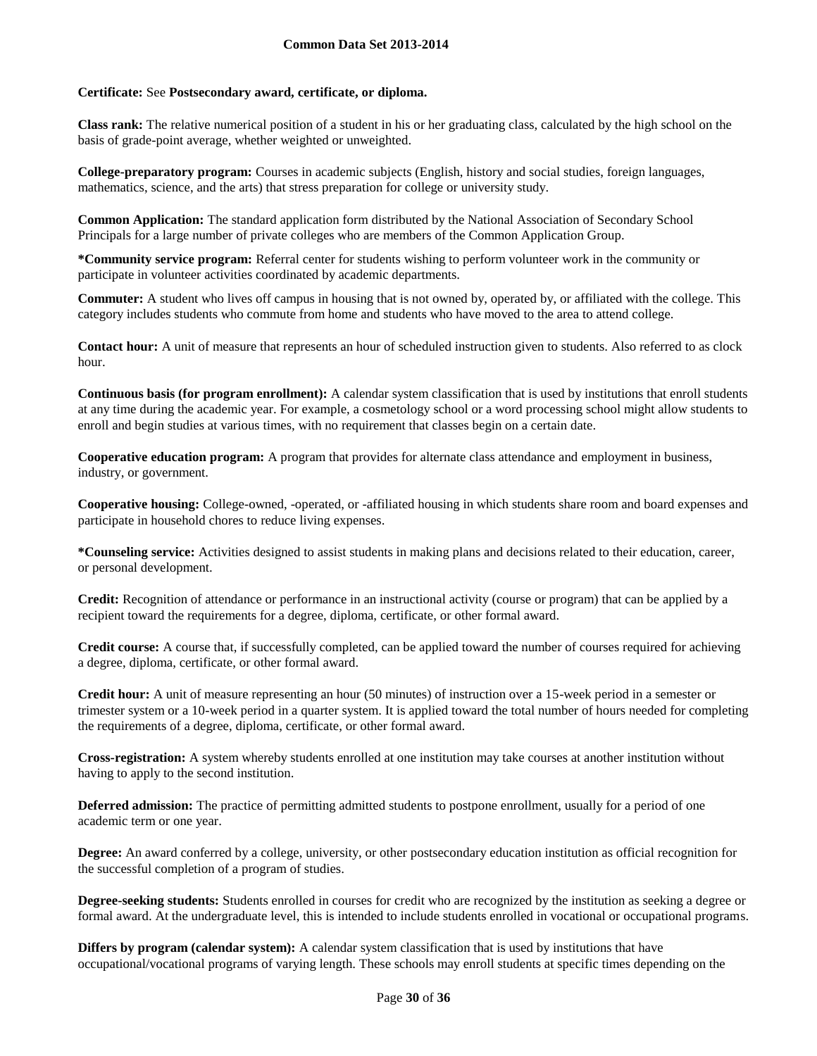**Certificate:** See **Postsecondary award, certificate, or diploma.**

**Class rank:** The relative numerical position of a student in his or her graduating class, calculated by the high school on the basis of grade-point average, whether weighted or unweighted.

**College-preparatory program:** Courses in academic subjects (English, history and social studies, foreign languages, mathematics, science, and the arts) that stress preparation for college or university study.

**Common Application:** The standard application form distributed by the National Association of Secondary School Principals for a large number of private colleges who are members of the Common Application Group.

***Community service program:** Referral center for students wishing to perform volunteer work in the community or participate in volunteer activities coordinated by academic departments.

**Commuter:** A student who lives off campus in housing that is not owned by, operated by, or affiliated with the college. This category includes students who commute from home and students who have moved to the area to attend college.

**Contact hour:** A unit of measure that represents an hour of scheduled instruction given to students. Also referred to as clock hour.

**Continuous basis (for program enrollment):** A calendar system classification that is used by institutions that enroll students at any time during the academic year. For example, a cosmetology school or a word processing school might allow students to enroll and begin studies at various times, with no requirement that classes begin on a certain date.

**Cooperative education program:** A program that provides for alternate class attendance and employment in business, industry, or government.

**Cooperative housing:** College-owned, -operated, or -affiliated housing in which students share room and board expenses and participate in household chores to reduce living expenses.

***Counseling service:** Activities designed to assist students in making plans and decisions related to their education, career, or personal development.

**Credit:** Recognition of attendance or performance in an instructional activity (course or program) that can be applied by a recipient toward the requirements for a degree, diploma, certificate, or other formal award.

**Credit course:** A course that, if successfully completed, can be applied toward the number of courses required for achieving a degree, diploma, certificate, or other formal award.

**Credit hour:** A unit of measure representing an hour (50 minutes) of instruction over a 15-week period in a semester or trimester system or a 10-week period in a quarter system. It is applied toward the total number of hours needed for completing the requirements of a degree, diploma, certificate, or other formal award.

**Cross-registration:** A system whereby students enrolled at one institution may take courses at another institution without having to apply to the second institution.

**Deferred admission:** The practice of permitting admitted students to postpone enrollment, usually for a period of one academic term or one year.

**Degree:** An award conferred by a college, university, or other postsecondary education institution as official recognition for the successful completion of a program of studies.

**Degree-seeking students:** Students enrolled in courses for credit who are recognized by the institution as seeking a degree or formal award. At the undergraduate level, this is intended to include students enrolled in vocational or occupational programs.

**Differs by program (calendar system):** A calendar system classification that is used by institutions that have occupational/vocational programs of varying length. These schools may enroll students at specific times depending on the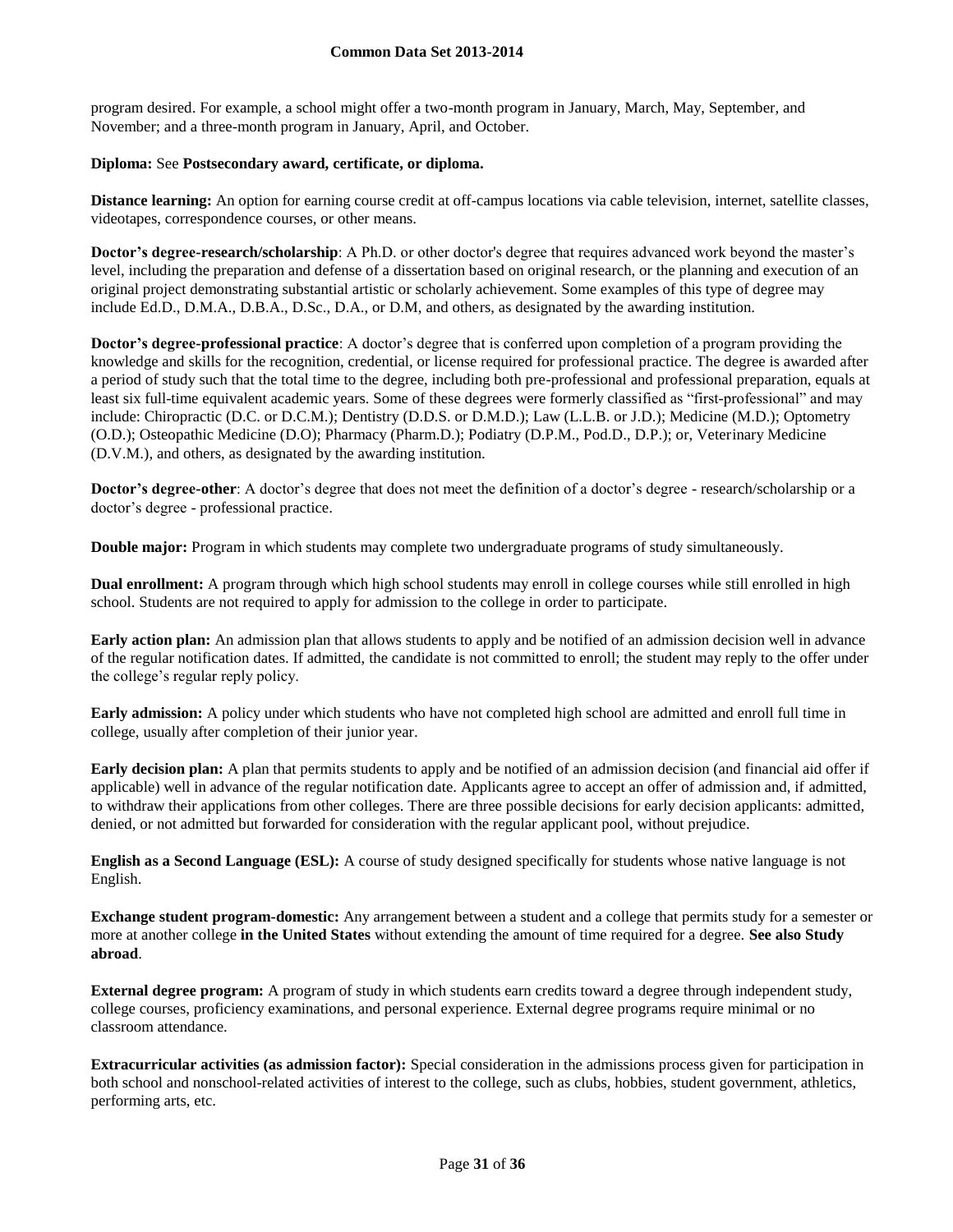program desired. For example, a school might offer a two-month program in January, March, May, September, and November; and a three-month program in January, April, and October.

**Diploma:** See **Postsecondary award, certificate, or diploma.**

**Distance learning:** An option for earning course credit at off-campus locations via cable television, internet, satellite classes, videotapes, correspondence courses, or other means.

**Doctor's degree-research/scholarship**: A Ph.D. or other doctor's degree that requires advanced work beyond the master's level, including the preparation and defense of a dissertation based on original research, or the planning and execution of an original project demonstrating substantial artistic or scholarly achievement. Some examples of this type of degree may include Ed.D., D.M.A., D.B.A., D.Sc., D.A., or D.M, and others, as designated by the awarding institution.

**Doctor's degree-professional practice**: A doctor's degree that is conferred upon completion of a program providing the knowledge and skills for the recognition, credential, or license required for professional practice. The degree is awarded after a period of study such that the total time to the degree, including both pre-professional and professional preparation, equals at least six full-time equivalent academic years. Some of these degrees were formerly classified as "first-professional" and may include: Chiropractic (D.C. or D.C.M.); Dentistry (D.D.S. or D.M.D.); Law (L.L.B. or J.D.); Medicine (M.D.); Optometry (O.D.); Osteopathic Medicine (D.O); Pharmacy (Pharm.D.); Podiatry (D.P.M., Pod.D., D.P.); or, Veterinary Medicine (D.V.M.), and others, as designated by the awarding institution.

**Doctor's degree-other**: A doctor's degree that does not meet the definition of a doctor's degree - research/scholarship or a doctor's degree - professional practice.

**Double major:** Program in which students may complete two undergraduate programs of study simultaneously.

**Dual enrollment:** A program through which high school students may enroll in college courses while still enrolled in high school. Students are not required to apply for admission to the college in order to participate.

**Early action plan:** An admission plan that allows students to apply and be notified of an admission decision well in advance of the regular notification dates. If admitted, the candidate is not committed to enroll; the student may reply to the offer under the college's regular reply policy.

**Early admission:** A policy under which students who have not completed high school are admitted and enroll full time in college, usually after completion of their junior year.

**Early decision plan:** A plan that permits students to apply and be notified of an admission decision (and financial aid offer if applicable) well in advance of the regular notification date. Applicants agree to accept an offer of admission and, if admitted, to withdraw their applications from other colleges. There are three possible decisions for early decision applicants: admitted, denied, or not admitted but forwarded for consideration with the regular applicant pool, without prejudice.

**English as a Second Language (ESL):** A course of study designed specifically for students whose native language is not English.

**Exchange student program-domestic:** Any arrangement between a student and a college that permits study for a semester or more at another college **in the United States** without extending the amount of time required for a degree. **See also Study abroad**.

**External degree program:** A program of study in which students earn credits toward a degree through independent study, college courses, proficiency examinations, and personal experience. External degree programs require minimal or no classroom attendance.

**Extracurricular activities (as admission factor):** Special consideration in the admissions process given for participation in both school and nonschool-related activities of interest to the college, such as clubs, hobbies, student government, athletics, performing arts, etc.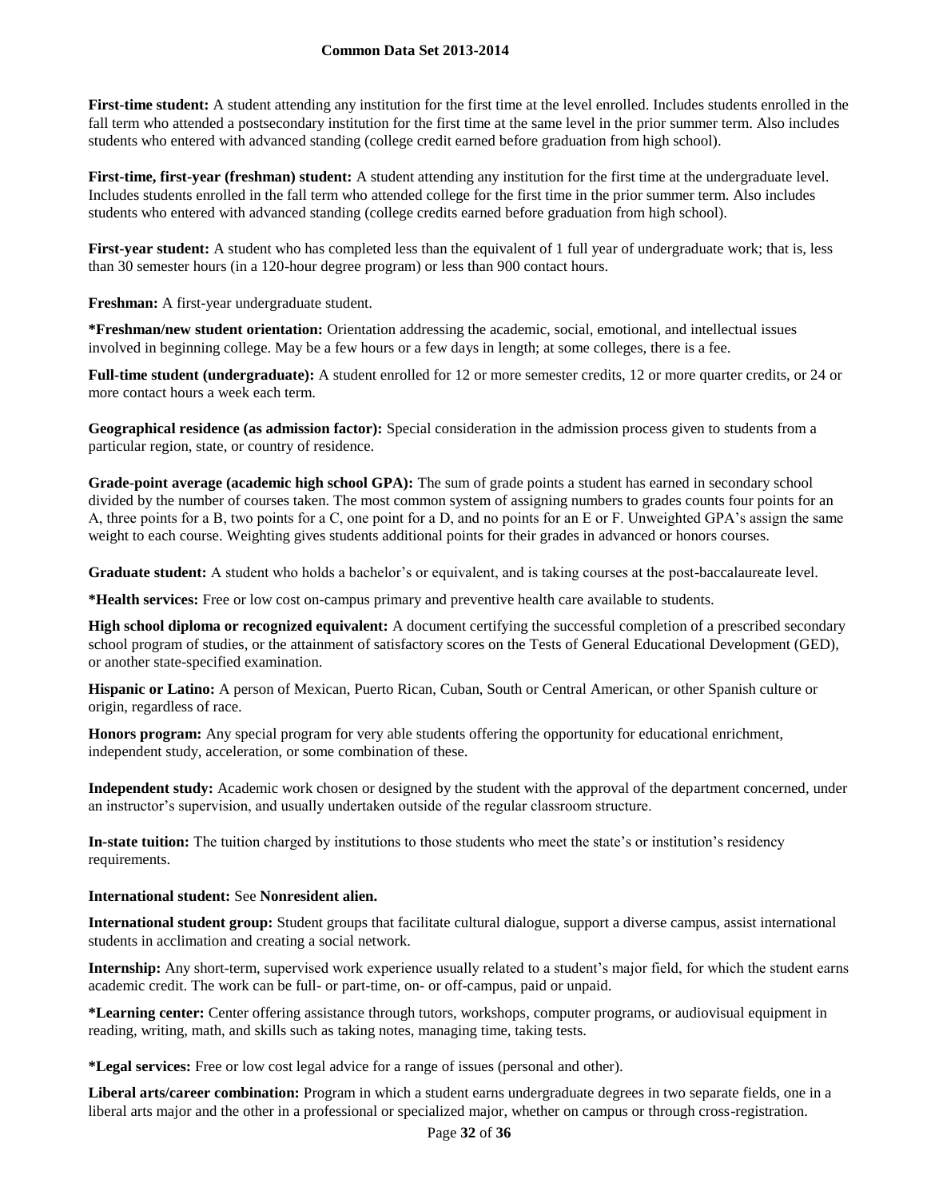**First-time student:** A student attending any institution for the first time at the level enrolled. Includes students enrolled in the fall term who attended a postsecondary institution for the first time at the same level in the prior summer term. Also includes students who entered with advanced standing (college credit earned before graduation from high school).

**First-time, first-year (freshman) student:** A student attending any institution for the first time at the undergraduate level. Includes students enrolled in the fall term who attended college for the first time in the prior summer term. Also includes students who entered with advanced standing (college credits earned before graduation from high school).

**First-year student:** A student who has completed less than the equivalent of 1 full year of undergraduate work; that is, less than 30 semester hours (in a 120-hour degree program) or less than 900 contact hours.

**Freshman:** A first-year undergraduate student.

**\*Freshman/new student orientation:** Orientation addressing the academic, social, emotional, and intellectual issues involved in beginning college. May be a few hours or a few days in length; at some colleges, there is a fee.

**Full-time student (undergraduate):** A student enrolled for 12 or more semester credits, 12 or more quarter credits, or 24 or more contact hours a week each term.

**Geographical residence (as admission factor):** Special consideration in the admission process given to students from a particular region, state, or country of residence.

**Grade-point average (academic high school GPA):** The sum of grade points a student has earned in secondary school divided by the number of courses taken. The most common system of assigning numbers to grades counts four points for an A, three points for a B, two points for a C, one point for a D, and no points for an E or F. Unweighted GPA's assign the same weight to each course. Weighting gives students additional points for their grades in advanced or honors courses.

**Graduate student:** A student who holds a bachelor's or equivalent, and is taking courses at the post-baccalaureate level.

**\*Health services:** Free or low cost on-campus primary and preventive health care available to students.

**High school diploma or recognized equivalent:** A document certifying the successful completion of a prescribed secondary school program of studies, or the attainment of satisfactory scores on the Tests of General Educational Development (GED), or another state-specified examination.

**Hispanic or Latino:** A person of Mexican, Puerto Rican, Cuban, South or Central American, or other Spanish culture or origin, regardless of race.

**Honors program:** Any special program for very able students offering the opportunity for educational enrichment, independent study, acceleration, or some combination of these.

**Independent study:** Academic work chosen or designed by the student with the approval of the department concerned, under an instructor's supervision, and usually undertaken outside of the regular classroom structure.

**In-state tuition:** The tuition charged by institutions to those students who meet the state's or institution's residency requirements.

**International student:** See **Nonresident alien.**

**International student group:** Student groups that facilitate cultural dialogue, support a diverse campus, assist international students in acclimation and creating a social network.

**Internship:** Any short-term, supervised work experience usually related to a student's major field, for which the student earns academic credit. The work can be full- or part-time, on- or off-campus, paid or unpaid.

**\*Learning center:** Center offering assistance through tutors, workshops, computer programs, or audiovisual equipment in reading, writing, math, and skills such as taking notes, managing time, taking tests.

**\*Legal services:** Free or low cost legal advice for a range of issues (personal and other).

**Liberal arts/career combination:** Program in which a student earns undergraduate degrees in two separate fields, one in a liberal arts major and the other in a professional or specialized major, whether on campus or through cross-registration.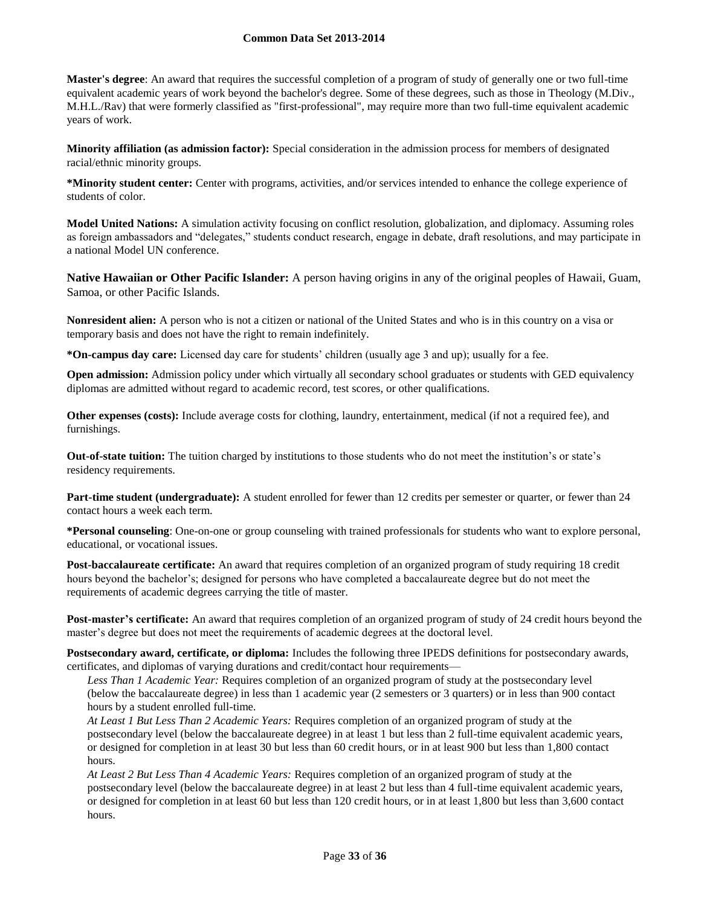**Master's degree**: An award that requires the successful completion of a program of study of generally one or two full-time equivalent academic years of work beyond the bachelor's degree. Some of these degrees, such as those in Theology (M.Div., M.H.L./Rav) that were formerly classified as "first-professional", may require more than two full-time equivalent academic years of work.

**Minority affiliation (as admission factor):** Special consideration in the admission process for members of designated racial/ethnic minority groups.

***Minority student center:** Center with programs, activities, and/or services intended to enhance the college experience of students of color.

**Model United Nations:** A simulation activity focusing on conflict resolution, globalization, and diplomacy. Assuming roles as foreign ambassadors and "delegates," students conduct research, engage in debate, draft resolutions, and may participate in a national Model UN conference.

**Native Hawaiian or Other Pacific Islander:** A person having origins in any of the original peoples of Hawaii, Guam, Samoa, or other Pacific Islands.

**Nonresident alien:** A person who is not a citizen or national of the United States and who is in this country on a visa or temporary basis and does not have the right to remain indefinitely.

***On-campus day care:** Licensed day care for students' children (usually age 3 and up); usually for a fee.

**Open admission:** Admission policy under which virtually all secondary school graduates or students with GED equivalency diplomas are admitted without regard to academic record, test scores, or other qualifications.

**Other expenses (costs):** Include average costs for clothing, laundry, entertainment, medical (if not a required fee), and furnishings.

**Out-of-state tuition:** The tuition charged by institutions to those students who do not meet the institution's or state's residency requirements.

**Part-time student (undergraduate):** A student enrolled for fewer than 12 credits per semester or quarter, or fewer than 24 contact hours a week each term.

***Personal counseling**: One-on-one or group counseling with trained professionals for students who want to explore personal, educational, or vocational issues.

**Post-baccalaureate certificate:** An award that requires completion of an organized program of study requiring 18 credit hours beyond the bachelor's; designed for persons who have completed a baccalaureate degree but do not meet the requirements of academic degrees carrying the title of master.

**Post-master's certificate:** An award that requires completion of an organized program of study of 24 credit hours beyond the master's degree but does not meet the requirements of academic degrees at the doctoral level.

**Postsecondary award, certificate, or diploma:** Includes the following three IPEDS definitions for postsecondary awards, certificates, and diplomas of varying durations and credit/contact hour requirements—

*Less Than 1 Academic Year:* Requires completion of an organized program of study at the postsecondary level (below the baccalaureate degree) in less than 1 academic year (2 semesters or 3 quarters) or in less than 900 contact hours by a student enrolled full-time.

*At Least 1 But Less Than 2 Academic Years:* Requires completion of an organized program of study at the postsecondary level (below the baccalaureate degree) in at least 1 but less than 2 full-time equivalent academic years, or designed for completion in at least 30 but less than 60 credit hours, or in at least 900 but less than 1,800 contact hours.

*At Least 2 But Less Than 4 Academic Years:* Requires completion of an organized program of study at the postsecondary level (below the baccalaureate degree) in at least 2 but less than 4 full-time equivalent academic years, or designed for completion in at least 60 but less than 120 credit hours, or in at least 1,800 but less than 3,600 contact hours.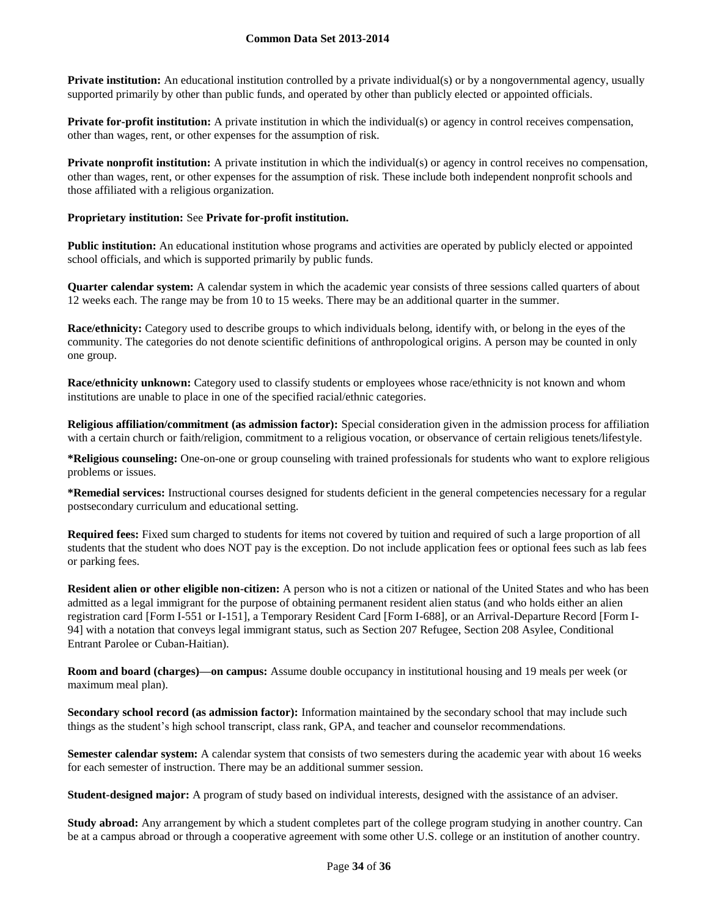**Private institution:** An educational institution controlled by a private individual(s) or by a nongovernmental agency, usually supported primarily by other than public funds, and operated by other than publicly elected or appointed officials.

**Private for-profit institution:** A private institution in which the individual(s) or agency in control receives compensation, other than wages, rent, or other expenses for the assumption of risk.

**Private nonprofit institution:** A private institution in which the individual(s) or agency in control receives no compensation, other than wages, rent, or other expenses for the assumption of risk. These include both independent nonprofit schools and those affiliated with a religious organization.

**Proprietary institution:** See **Private for-profit institution.**

**Public institution:** An educational institution whose programs and activities are operated by publicly elected or appointed school officials, and which is supported primarily by public funds.

**Quarter calendar system:** A calendar system in which the academic year consists of three sessions called quarters of about 12 weeks each. The range may be from 10 to 15 weeks. There may be an additional quarter in the summer.

**Race/ethnicity:** Category used to describe groups to which individuals belong, identify with, or belong in the eyes of the community. The categories do not denote scientific definitions of anthropological origins. A person may be counted in only one group.

**Race/ethnicity unknown:** Category used to classify students or employees whose race/ethnicity is not known and whom institutions are unable to place in one of the specified racial/ethnic categories.

**Religious affiliation/commitment (as admission factor):** Special consideration given in the admission process for affiliation with a certain church or faith/religion, commitment to a religious vocation, or observance of certain religious tenets/lifestyle.

***Religious counseling:** One-on-one or group counseling with trained professionals for students who want to explore religious problems or issues.

***Remedial services:** Instructional courses designed for students deficient in the general competencies necessary for a regular postsecondary curriculum and educational setting.

**Required fees:** Fixed sum charged to students for items not covered by tuition and required of such a large proportion of all students that the student who does NOT pay is the exception. Do not include application fees or optional fees such as lab fees or parking fees.

**Resident alien or other eligible non-citizen:** A person who is not a citizen or national of the United States and who has been admitted as a legal immigrant for the purpose of obtaining permanent resident alien status (and who holds either an alien registration card [Form I-551 or I-151], a Temporary Resident Card [Form I-688], or an Arrival-Departure Record [Form I-94] with a notation that conveys legal immigrant status, such as Section 207 Refugee, Section 208 Asylee, Conditional Entrant Parolee or Cuban-Haitian).

**Room and board (charges)—on campus:** Assume double occupancy in institutional housing and 19 meals per week (or maximum meal plan).

**Secondary school record (as admission factor):** Information maintained by the secondary school that may include such things as the student's high school transcript, class rank, GPA, and teacher and counselor recommendations.

**Semester calendar system:** A calendar system that consists of two semesters during the academic year with about 16 weeks for each semester of instruction. There may be an additional summer session.

**Student-designed major:** A program of study based on individual interests, designed with the assistance of an adviser.

**Study abroad:** Any arrangement by which a student completes part of the college program studying in another country. Can be at a campus abroad or through a cooperative agreement with some other U.S. college or an institution of another country.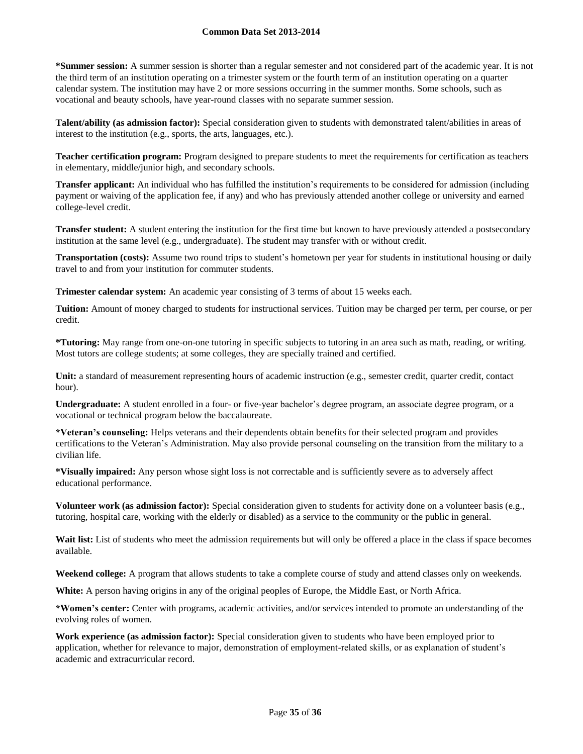**\*Summer session:** A summer session is shorter than a regular semester and not considered part of the academic year. It is not the third term of an institution operating on a trimester system or the fourth term of an institution operating on a quarter calendar system. The institution may have 2 or more sessions occurring in the summer months. Some schools, such as vocational and beauty schools, have year-round classes with no separate summer session.

**Talent/ability (as admission factor):** Special consideration given to students with demonstrated talent/abilities in areas of interest to the institution (e.g., sports, the arts, languages, etc.).

**Teacher certification program:** Program designed to prepare students to meet the requirements for certification as teachers in elementary, middle/junior high, and secondary schools.

**Transfer applicant:** An individual who has fulfilled the institution's requirements to be considered for admission (including payment or waiving of the application fee, if any) and who has previously attended another college or university and earned college-level credit.

**Transfer student:** A student entering the institution for the first time but known to have previously attended a postsecondary institution at the same level (e.g., undergraduate). The student may transfer with or without credit.

**Transportation (costs):** Assume two round trips to student's hometown per year for students in institutional housing or daily travel to and from your institution for commuter students.

**Trimester calendar system:** An academic year consisting of 3 terms of about 15 weeks each.

**Tuition:** Amount of money charged to students for instructional services. Tuition may be charged per term, per course, or per credit.

**\*Tutoring:** May range from one-on-one tutoring in specific subjects to tutoring in an area such as math, reading, or writing. Most tutors are college students; at some colleges, they are specially trained and certified.

**Unit:** a standard of measurement representing hours of academic instruction (e.g., semester credit, quarter credit, contact hour).

**Undergraduate:** A student enrolled in a four- or five-year bachelor's degree program, an associate degree program, or a vocational or technical program below the baccalaureate.

**\*Veteran's counseling:** Helps veterans and their dependents obtain benefits for their selected program and provides certifications to the Veteran's Administration. May also provide personal counseling on the transition from the military to a civilian life.

**\*Visually impaired:** Any person whose sight loss is not correctable and is sufficiently severe as to adversely affect educational performance.

**Volunteer work (as admission factor):** Special consideration given to students for activity done on a volunteer basis (e.g., tutoring, hospital care, working with the elderly or disabled) as a service to the community or the public in general.

**Wait list:** List of students who meet the admission requirements but will only be offered a place in the class if space becomes available.

**Weekend college:** A program that allows students to take a complete course of study and attend classes only on weekends.

**White:** A person having origins in any of the original peoples of Europe, the Middle East, or North Africa.

**\*Women's center:** Center with programs, academic activities, and/or services intended to promote an understanding of the evolving roles of women.

**Work experience (as admission factor):** Special consideration given to students who have been employed prior to application, whether for relevance to major, demonstration of employment-related skills, or as explanation of student's academic and extracurricular record.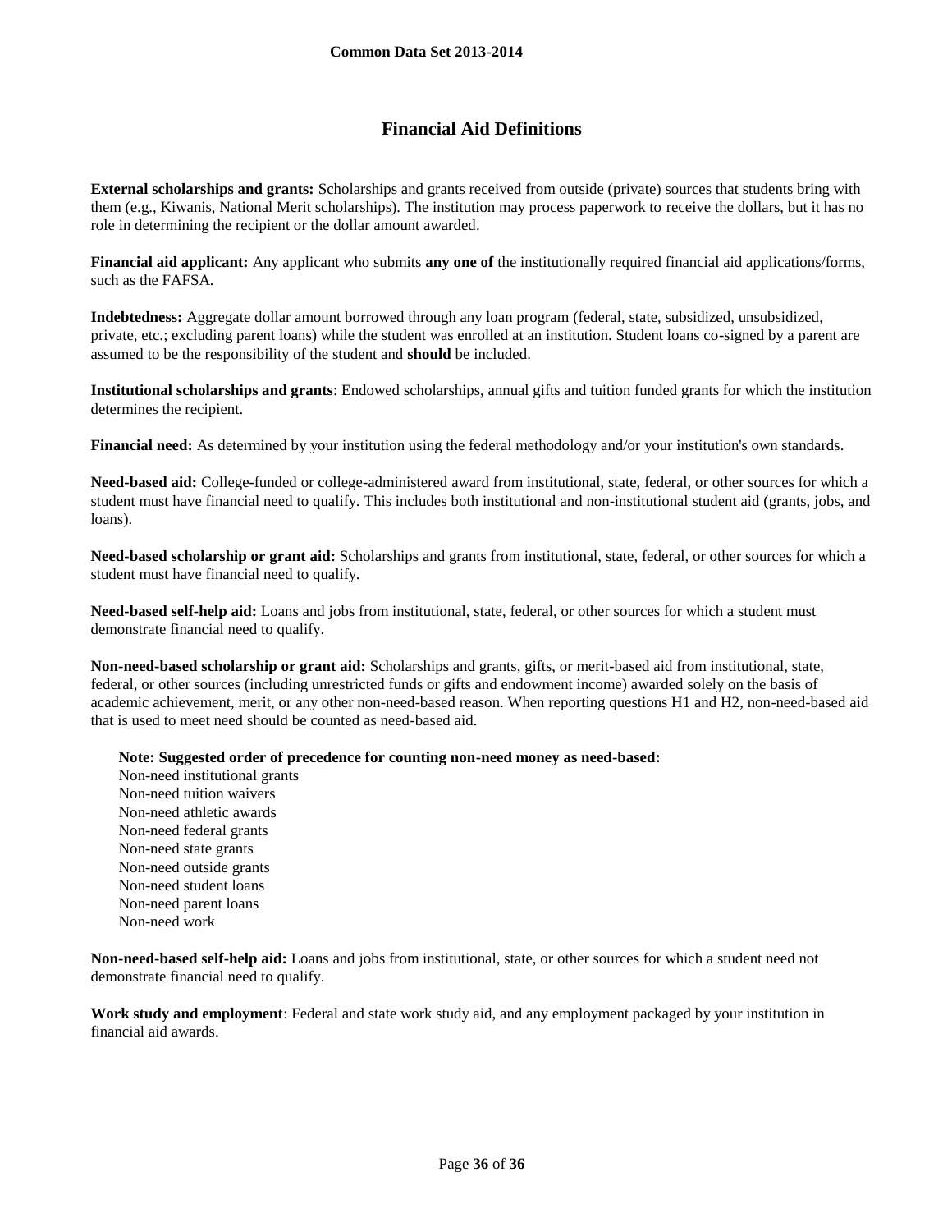## Financial Aid Definitions

**External scholarships and grants:** Scholarships and grants received from outside (private) sources that students bring with them (e.g., Kiwanis, National Merit scholarships). The institution may process paperwork to receive the dollars, but it has no role in determining the recipient or the dollar amount awarded.

**Financial aid applicant:** Any applicant who submits **any one of** the institutionally required financial aid applications/forms, such as the FAFSA.

**Indebtedness:** Aggregate dollar amount borrowed through any loan program (federal, state, subsidized, unsubsidized, private, etc.; excluding parent loans) while the student was enrolled at an institution. Student loans co-signed by a parent are assumed to be the responsibility of the student and **should** be included.

**Institutional scholarships and grants**: Endowed scholarships, annual gifts and tuition funded grants for which the institution determines the recipient.

**Financial need:** As determined by your institution using the federal methodology and/or your institution's own standards.

**Need-based aid:** College-funded or college-administered award from institutional, state, federal, or other sources for which a student must have financial need to qualify. This includes both institutional and non-institutional student aid (grants, jobs, and loans).

**Need-based scholarship or grant aid:** Scholarships and grants from institutional, state, federal, or other sources for which a student must have financial need to qualify.

**Need-based self-help aid:** Loans and jobs from institutional, state, federal, or other sources for which a student must demonstrate financial need to qualify.

**Non-need-based scholarship or grant aid:** Scholarships and grants, gifts, or merit-based aid from institutional, state, federal, or other sources (including unrestricted funds or gifts and endowment income) awarded solely on the basis of academic achievement, merit, or any other non-need-based reason. When reporting questions H1 and H2, non-need-based aid that is used to meet need should be counted as need-based aid.

**Note: Suggested order of precedence for counting non-need money as need-based:**
Non-need institutional grants
Non-need tuition waivers
Non-need athletic awards
Non-need federal grants
Non-need state grants
Non-need outside grants
Non-need student loans
Non-need parent loans
Non-need work

**Non-need-based self-help aid:** Loans and jobs from institutional, state, or other sources for which a student need not demonstrate financial need to qualify.

**Work study and employment**: Federal and state work study aid, and any employment packaged by your institution in financial aid awards.